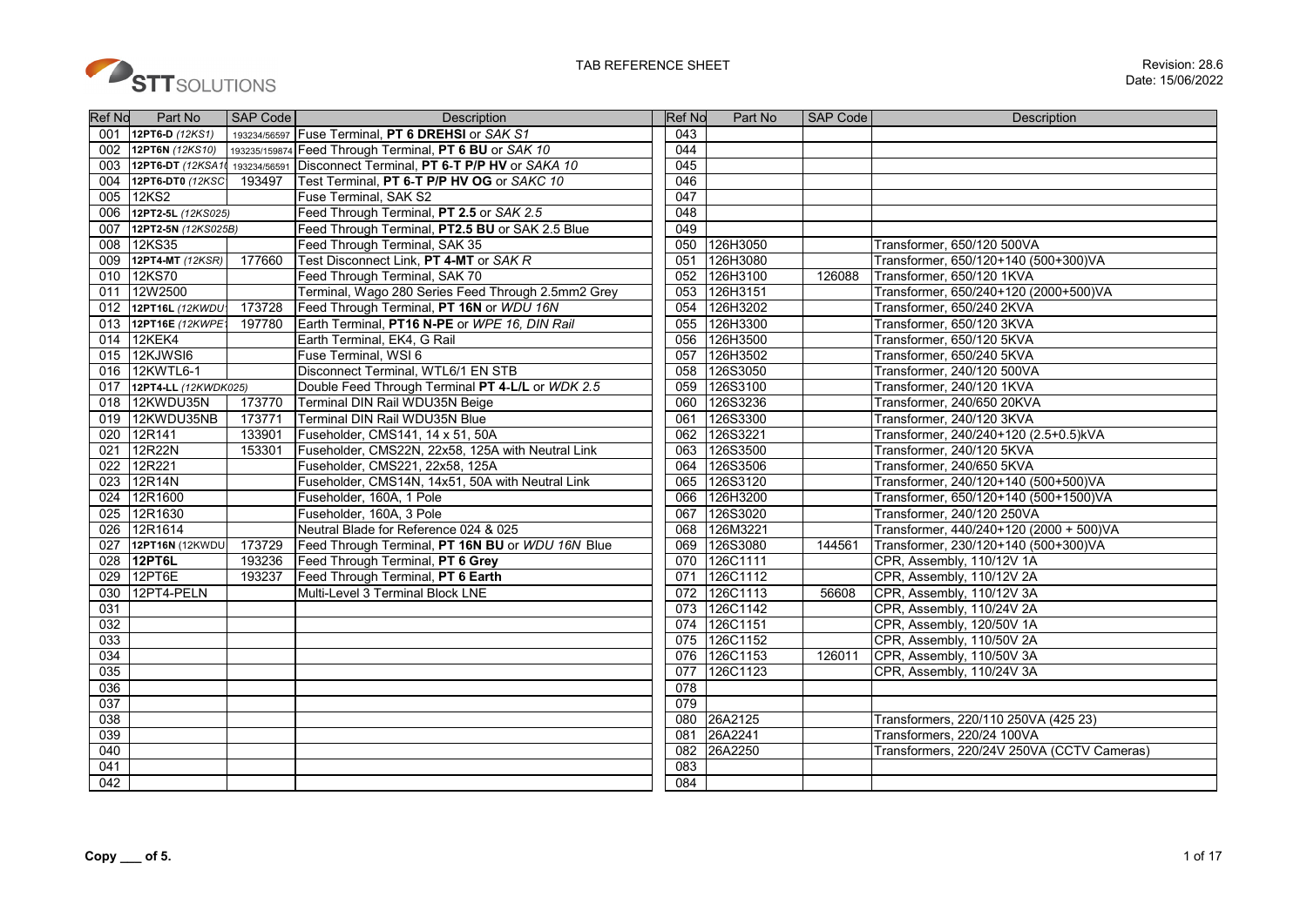# TAB REFERENCE SHEET

Revision: 28.6
Date: 15/06/2022

| Ref No | Part No | SAP Code | Description | Ref No | Part No | SAP Code | Description |
|---|---|---|---|---|---|---|---|
| 001 | **12PT6-D** *(12KS1)* | 193234/56597 | Fuse Terminal, **PT 6 DREHSI** or *SAK S1* | 043 | | | |
| 002 | **12PT6N** *(12KS10)* | 193235/159874 | Feed Through Terminal, **PT 6 BU** or *SAK 10* | 044 | | | |
| 003 | **12PT6-DT** *(12KSA1(* | 193234/56591 | Disconnect Terminal, **PT 6-T P/P HV** or *SAKA 10* | 045 | | | |
| 004 | **12PT6-DT0** *(12KSC* | 193497 | Test Terminal, **PT 6-T P/P HV OG** or *SAKC 10* | 046 | | | |
| 005 | 12KS2 | | Fuse Terminal, SAK S2 | 047 | | | |
| 006 | **12PT2-5L** *(12KS025)* | | Feed Through Terminal, **PT 2.5** or *SAK 2.5* | 048 | | | |
| 007 | **12PT2-5N** *(12KS025B)* | | Feed Through Terminal, **PT2.5 BU** or SAK 2.5 Blue | 049 | | | |
| 008 | 12KS35 | | Feed Through Terminal, SAK 35 | 050 | 126H3050 | | Transformer, 650/120 500VA |
| 009 | **12PT4-MT** *(12KSR)* | 177660 | Test Disconnect Link, **PT 4-MT** or *SAK R* | 051 | 126H3080 | | Transformer, 650/120+140 (500+300)VA |
| 010 | 12KS70 | | Feed Through Terminal, SAK 70 | 052 | 126H3100 | 126088 | Transformer, 650/120 1KVA |
| 011 | 12W2500 | | Terminal, Wago 280 Series Feed Through 2.5mm2 Grey | 053 | 126H3151 | | Transformer, 650/240+120 (2000+500)VA |
| 012 | **12PT16L** *(12KWDU* | 173728 | Feed Through Terminal, **PT 16N** or *WDU 16N* | 054 | 126H3202 | | Transformer, 650/240 2KVA |
| 013 | **12PT16E** *(12KWPE* | 197780 | Earth Terminal, **PT16 N-PE** or *WPE 16, DIN Rail* | 055 | 126H3300 | | Transformer, 650/120 3KVA |
| 014 | 12KEK4 | | Earth Terminal, EK4, G Rail | 056 | 126H3500 | | Transformer, 650/120 5KVA |
| 015 | 12KJWSI6 | | Fuse Terminal, WSI 6 | 057 | 126H3502 | | Transformer, 650/240 5KVA |
| 016 | 12KWTL6-1 | | Disconnect Terminal, WTL6/1 EN STB | 058 | 126S3050 | | Transformer, 240/120 500VA |
| 017 | **12PT4-LL** *(12KWDK025)* | | Double Feed Through Terminal **PT 4-L/L** or *WDK 2.5* | 059 | 126S3100 | | Transformer, 240/120 1KVA |
| 018 | 12KWDU35N | 173770 | Terminal DIN Rail WDU35N Beige | 060 | 126S3236 | | Transformer, 240/650 20KVA |
| 019 | 12KWDU35NB | 173771 | Terminal DIN Rail WDU35N Blue | 061 | 126S3300 | | Transformer, 240/120 3KVA |
| 020 | 12R141 | 133901 | Fuseholder, CMS141, 14 x 51, 50A | 062 | 126S3221 | | Transformer, 240/240+120 (2.5+0.5)kVA |
| 021 | 12R22N | 153301 | Fuseholder, CMS22N, 22x58, 125A with Neutral Link | 063 | 126S3500 | | Transformer, 240/120 5KVA |
| 022 | 12R221 | | Fuseholder, CMS221, 22x58, 125A | 064 | 126S3506 | | Transformer, 240/650 5KVA |
| 023 | 12R14N | | Fuseholder, CMS14N, 14x51, 50A with Neutral Link | 065 | 126S3120 | | Transformer, 240/120+140 (500+500)VA |
| 024 | 12R1600 | | Fuseholder, 160A, 1 Pole | 066 | 126H3200 | | Transformer, 650/120+140 (500+1500)VA |
| 025 | 12R1630 | | Fuseholder, 160A, 3 Pole | 067 | 126S3020 | | Transformer, 240/120 250VA |
| 026 | 12R1614 | | Neutral Blade for Reference 024 & 025 | 068 | 126M3221 | | Transformer, 440/240+120 (2000 + 500)VA |
| 027 | **12PT16N** (12KWDU | 173729 | Feed Through Terminal, **PT 16N BU** or *WDU 16N* Blue | 069 | 126S3080 | 144561 | Transformer, 230/120+140 (500+300)VA |
| 028 | **12PT6L** | 193236 | Feed Through Terminal, **PT 6 Grey** | 070 | 126C1111 | | CPR, Assembly, 110/12V 1A |
| 029 | 12PT6E | 193237 | Feed Through Terminal, **PT 6 Earth** | 071 | 126C1112 | | CPR, Assembly, 110/12V 2A |
| 030 | 12PT4-PELN | | Multi-Level 3 Terminal Block LNE | 072 | 126C1113 | 56608 | CPR, Assembly, 110/12V 3A |
| 031 | | | | 073 | 126C1142 | | CPR, Assembly, 110/24V 2A |
| 032 | | | | 074 | 126C1151 | | CPR, Assembly, 120/50V 1A |
| 033 | | | | 075 | 126C1152 | | CPR, Assembly, 110/50V 2A |
| 034 | | | | 076 | 126C1153 | 126011 | CPR, Assembly, 110/50V 3A |
| 035 | | | | 077 | 126C1123 | | CPR, Assembly, 110/24V 3A |
| 036 | | | | 078 | | | |
| 037 | | | | 079 | | | |
| 038 | | | | 080 | 26A2125 | | Transformers, 220/110 250VA (425 23) |
| 039 | | | | 081 | 26A2241 | | Transformers, 220/24 100VA |
| 040 | | | | 082 | 26A2250 | | Transformers, 220/24V 250VA (CCTV Cameras) |
| 041 | | | | 083 | | | |
| 042 | | | | 084 | | | |

**Copy ___ of 5.**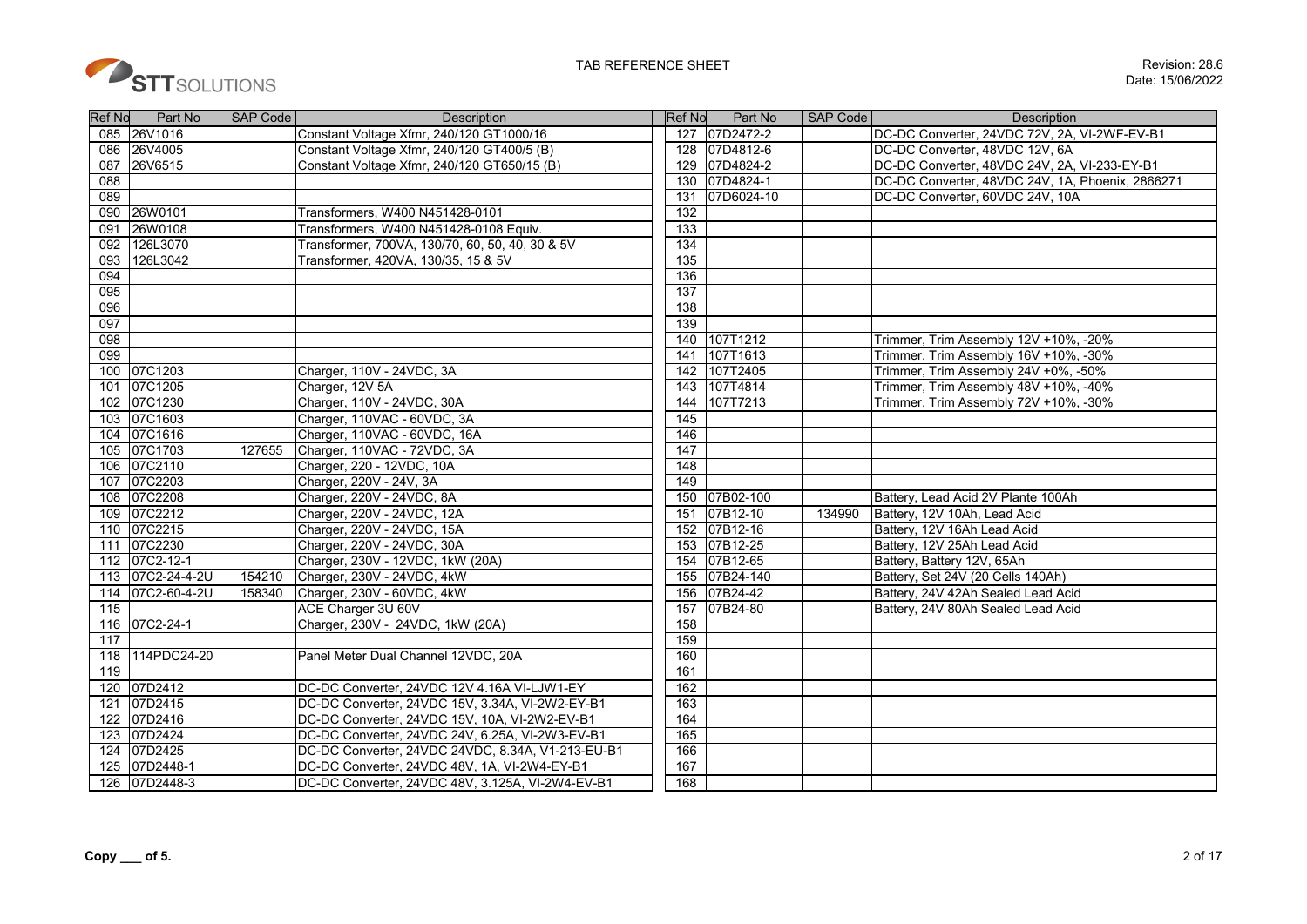| Ref No | Part No | SAP Code | Description | Ref No | Part No | SAP Code | Description |
|---|---|---|---|---|---|---|---|
| 085 | 26V1016 | | Constant Voltage Xfmr, 240/120 GT1000/16 | 127 | 07D2472-2 | | DC-DC Converter, 24VDC 72V, 2A, VI-2WF-EV-B1 |
| 086 | 26V4005 | | Constant Voltage Xfmr, 240/120 GT400/5 (B) | 128 | 07D4812-6 | | DC-DC Converter, 48VDC 12V, 6A |
| 087 | 26V6515 | | Constant Voltage Xfmr, 240/120 GT650/15 (B) | 129 | 07D4824-2 | | DC-DC Converter, 48VDC 24V, 2A, VI-233-EY-B1 |
| 088 | | | | 130 | 07D4824-1 | | DC-DC Converter, 48VDC 24V, 1A, Phoenix, 2866271 |
| 089 | | | | 131 | 07D6024-10 | | DC-DC Converter, 60VDC 24V, 10A |
| 090 | 26W0101 | | Transformers, W400 N451428-0101 | 132 | | | |
| 091 | 26W0108 | | Transformers, W400 N451428-0108 Equiv. | 133 | | | |
| 092 | 126L3070 | | Transformer, 700VA, 130/70, 60, 50, 40, 30 & 5V | 134 | | | |
| 093 | 126L3042 | | Transformer, 420VA, 130/35, 15 & 5V | 135 | | | |
| 094 | | | | 136 | | | |
| 095 | | | | 137 | | | |
| 096 | | | | 138 | | | |
| 097 | | | | 139 | | | |
| 098 | | | | 140 | 107T1212 | | Trimmer, Trim Assembly 12V +10%, -20% |
| 099 | | | | 141 | 107T1613 | | Trimmer, Trim Assembly 16V +10%, -30% |
| 100 | 07C1203 | | Charger, 110V - 24VDC, 3A | 142 | 107T2405 | | Trimmer, Trim Assembly 24V +0%, -50% |
| 101 | 07C1205 | | Charger, 12V 5A | 143 | 107T4814 | | Trimmer, Trim Assembly 48V +10%, -40% |
| 102 | 07C1230 | | Charger, 110V - 24VDC, 30A | 144 | 107T7213 | | Trimmer, Trim Assembly 72V +10%, -30% |
| 103 | 07C1603 | | Charger, 110VAC - 60VDC, 3A | 145 | | | |
| 104 | 07C1616 | | Charger, 110VAC - 60VDC, 16A | 146 | | | |
| 105 | 07C1703 | 127655 | Charger, 110VAC - 72VDC, 3A | 147 | | | |
| 106 | 07C2110 | | Charger, 220 - 12VDC, 10A | 148 | | | |
| 107 | 07C2203 | | Charger, 220V - 24V, 3A | 149 | | | |
| 108 | 07C2208 | | Charger, 220V - 24VDC, 8A | 150 | 07B02-100 | | Battery, Lead Acid 2V Plante 100Ah |
| 109 | 07C2212 | | Charger, 220V - 24VDC, 12A | 151 | 07B12-10 | 134990 | Battery, 12V 10Ah, Lead Acid |
| 110 | 07C2215 | | Charger, 220V - 24VDC, 15A | 152 | 07B12-16 | | Battery, 12V 16Ah Lead Acid |
| 111 | 07C2230 | | Charger, 220V - 24VDC, 30A | 153 | 07B12-25 | | Battery, 12V 25Ah Lead Acid |
| 112 | 07C2-12-1 | | Charger, 230V - 12VDC, 1kW (20A) | 154 | 07B12-65 | | Battery, Battery 12V, 65Ah |
| 113 | 07C2-24-4-2U | 154210 | Charger, 230V - 24VDC, 4kW | 155 | 07B24-140 | | Battery, Set 24V (20 Cells 140Ah) |
| 114 | 07C2-60-4-2U | 158340 | Charger, 230V - 60VDC, 4kW | 156 | 07B24-42 | | Battery, 24V 42Ah Sealed Lead Acid |
| 115 | | | ACE Charger 3U 60V | 157 | 07B24-80 | | Battery, 24V 80Ah Sealed Lead Acid |
| 116 | 07C2-24-1 | | Charger, 230V - 24VDC, 1kW (20A) | 158 | | | |
| 117 | | | | 159 | | | |
| 118 | 114PDC24-20 | | Panel Meter Dual Channel 12VDC, 20A | 160 | | | |
| 119 | | | | 161 | | | |
| 120 | 07D2412 | | DC-DC Converter, 24VDC 12V 4.16A VI-LJW1-EY | 162 | | | |
| 121 | 07D2415 | | DC-DC Converter, 24VDC 15V, 3.34A, VI-2W2-EY-B1 | 163 | | | |
| 122 | 07D2416 | | DC-DC Converter, 24VDC 15V, 10A, VI-2W2-EV-B1 | 164 | | | |
| 123 | 07D2424 | | DC-DC Converter, 24VDC 24V, 6.25A, VI-2W3-EV-B1 | 165 | | | |
| 124 | 07D2425 | | DC-DC Converter, 24VDC 24VDC, 8.34A, V1-213-EU-B1 | 166 | | | |
| 125 | 07D2448-1 | | DC-DC Converter, 24VDC 48V, 1A, VI-2W4-EY-B1 | 167 | | | |
| 126 | 07D2448-3 | | DC-DC Converter, 24VDC 48V, 3.125A, VI-2W4-EV-B1 | 168 | | | |

**Copy \_\_\_ of 5.**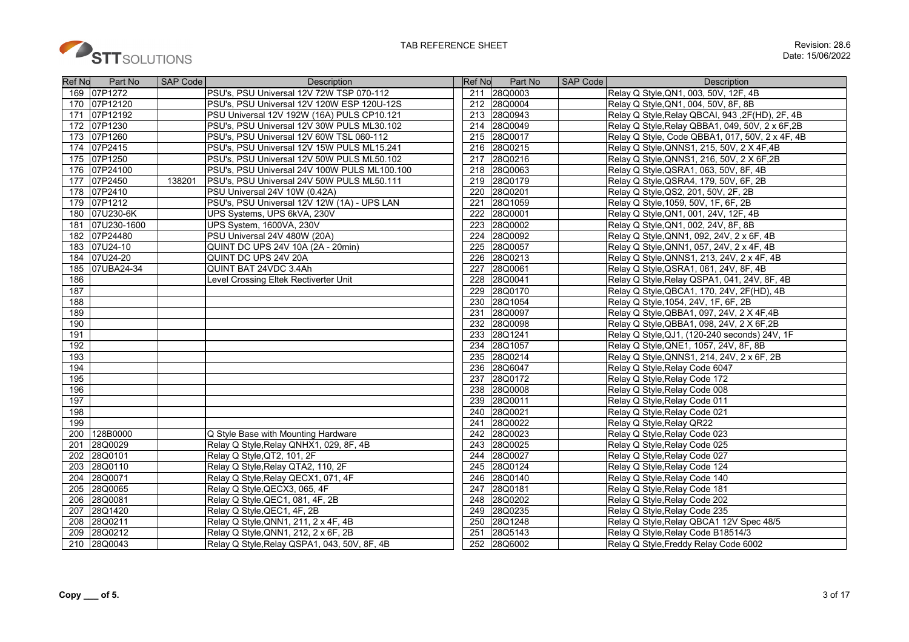# TAB REFERENCE SHEET

Revision: 28.6
Date: 15/06/2022

| Ref No | Part No | SAP Code | Description |
|---|---|---|---|
| 169 | 07P1272 | | PSU's, PSU Universal 12V 72W TSP 070-112 |
| 170 | 07P12120 | | PSU's, PSU Universal 12V 120W ESP 120U-12S |
| 171 | 07P12192 | | PSU Universal 12V 192W (16A) PULS CP10.121 |
| 172 | 07P1230 | | PSU's, PSU Universal 12V 30W PULS ML30.102 |
| 173 | 07P1260 | | PSU's, PSU Universal 12V 60W TSL 060-112 |
| 174 | 07P2415 | | PSU's, PSU Universal 12V 15W PULS ML15.241 |
| 175 | 07P1250 | | PSU's, PSU Universal 12V 50W PULS ML50.102 |
| 176 | 07P24100 | | PSU's, PSU Universal 24V 100W PULS ML100.100 |
| 177 | 07P2450 | 138201 | PSU's, PSU Universal 24V 50W PULS ML50.111 |
| 178 | 07P2410 | | PSU Universal 24V 10W (0.42A) |
| 179 | 07P1212 | | PSU's, PSU Universal 12V 12W (1A) - UPS LAN |
| 180 | 07U230-6K | | UPS Systems, UPS 6kVA, 230V |
| 181 | 07U230-1600 | | UPS System, 1600VA, 230V |
| 182 | 07P24480 | | PSU Universal 24V 480W (20A) |
| 183 | 07U24-10 | | QUINT DC UPS 24V 10A (2A - 20min) |
| 184 | 07U24-20 | | QUINT DC UPS 24V 20A |
| 185 | 07UBA24-34 | | QUINT BAT 24VDC 3.4Ah |
| 186 | | | Level Crossing Eltek Rectiverter Unit |
| 187 | | | |
| 188 | | | |
| 189 | | | |
| 190 | | | |
| 191 | | | |
| 192 | | | |
| 193 | | | |
| 194 | | | |
| 195 | | | |
| 196 | | | |
| 197 | | | |
| 198 | | | |
| 199 | | | |
| 200 | 128B0000 | | Q Style Base with Mounting Hardware |
| 201 | 28Q0029 | | Relay Q Style,Relay QNHX1, 029, 8F, 4B |
| 202 | 28Q0101 | | Relay Q Style,QT2, 101, 2F |
| 203 | 28Q0110 | | Relay Q Style,Relay QTA2, 110, 2F |
| 204 | 28Q0071 | | Relay Q Style,Relay QECX1, 071, 4F |
| 205 | 28Q0065 | | Relay Q Style,QECX3, 065, 4F |
| 206 | 28Q0081 | | Relay Q Style,QEC1, 081, 4F, 2B |
| 207 | 28Q1420 | | Relay Q Style,QEC1, 4F, 2B |
| 208 | 28Q0211 | | Relay Q Style,QNN1, 211, 2 x 4F, 4B |
| 209 | 28Q0212 | | Relay Q Style,QNN1, 212, 2 x 6F, 2B |
| 210 | 28Q0043 | | Relay Q Style,Relay QSPA1, 043, 50V, 8F, 4B |
| 211 | 28Q0003 | | Relay Q Style,QN1, 003, 50V, 12F, 4B |
| 212 | 28Q0004 | | Relay Q Style,QN1, 004, 50V, 8F, 8B |
| 213 | 28Q0943 | | Relay Q Style,Relay QBCAI, 943 ,2F(HD), 2F, 4B |
| 214 | 28Q0049 | | Relay Q Style,Relay QBBA1, 049, 50V, 2 x 6F,2B |
| 215 | 28Q0017 | | Relay Q Style, Code QBBA1, 017, 50V, 2 x 4F, 4B |
| 216 | 28Q0215 | | Relay Q Style,QNNS1, 215, 50V, 2 X 4F,4B |
| 217 | 28Q0216 | | Relay Q Style,QNNS1, 216, 50V, 2 X 6F,2B |
| 218 | 28Q0063 | | Relay Q Style,QSRA1, 063, 50V, 8F, 4B |
| 219 | 28Q0179 | | Relay Q Style,QSRA4, 179, 50V, 6F, 2B |
| 220 | 28Q0201 | | Relay Q Style,QS2, 201, 50V, 2F, 2B |
| 221 | 28Q1059 | | Relay Q Style,1059, 50V, 1F, 6F, 2B |
| 222 | 28Q0001 | | Relay Q Style,QN1, 001, 24V, 12F, 4B |
| 223 | 28Q0002 | | Relay Q Style,QN1, 002, 24V, 8F, 8B |
| 224 | 28Q0092 | | Relay Q Style,QNN1, 092, 24V, 2 x 6F, 4B |
| 225 | 28Q0057 | | Relay Q Style,QNN1, 057, 24V, 2 x 4F, 4B |
| 226 | 28Q0213 | | Relay Q Style,QNNS1, 213, 24V, 2 x 4F, 4B |
| 227 | 28Q0061 | | Relay Q Style,QSRA1, 061, 24V, 8F, 4B |
| 228 | 28Q0041 | | Relay Q Style,Relay QSPA1, 041, 24V, 8F, 4B |
| 229 | 28Q0170 | | Relay Q Style,QBCA1, 170, 24V, 2F(HD), 4B |
| 230 | 28Q1054 | | Relay Q Style,1054, 24V, 1F, 6F, 2B |
| 231 | 28Q0097 | | Relay Q Style,QBBA1, 097, 24V, 2 X 4F,4B |
| 232 | 28Q0098 | | Relay Q Style,QBBA1, 098, 24V, 2 X 6F,2B |
| 233 | 28Q1241 | | Relay Q Style,QJ1, (120-240 seconds) 24V, 1F |
| 234 | 28Q1057 | | Relay Q Style,QNE1, 1057, 24V, 8F, 8B |
| 235 | 28Q0214 | | Relay Q Style,QNNS1, 214, 24V, 2 x 6F, 2B |
| 236 | 28Q6047 | | Relay Q Style,Relay Code 6047 |
| 237 | 28Q0172 | | Relay Q Style,Relay Code 172 |
| 238 | 28Q0008 | | Relay Q Style,Relay Code 008 |
| 239 | 28Q0011 | | Relay Q Style,Relay Code 011 |
| 240 | 28Q0021 | | Relay Q Style,Relay Code 021 |
| 241 | 28Q0022 | | Relay Q Style,Relay QR22 |
| 242 | 28Q0023 | | Relay Q Style,Relay Code 023 |
| 243 | 28Q0025 | | Relay Q Style,Relay Code 025 |
| 244 | 28Q0027 | | Relay Q Style,Relay Code 027 |
| 245 | 28Q0124 | | Relay Q Style,Relay Code 124 |
| 246 | 28Q0140 | | Relay Q Style,Relay Code 140 |
| 247 | 28Q0181 | | Relay Q Style,Relay Code 181 |
| 248 | 28Q0202 | | Relay Q Style,Relay Code 202 |
| 249 | 28Q0235 | | Relay Q Style,Relay Code 235 |
| 250 | 28Q1248 | | Relay Q Style,Relay QBCA1 12V Spec 48/5 |
| 251 | 28Q5143 | | Relay Q Style,Relay Code B18514/3 |
| 252 | 28Q6002 | | Relay Q Style,Freddy Relay Code 6002 |

**Copy ___ of 5.**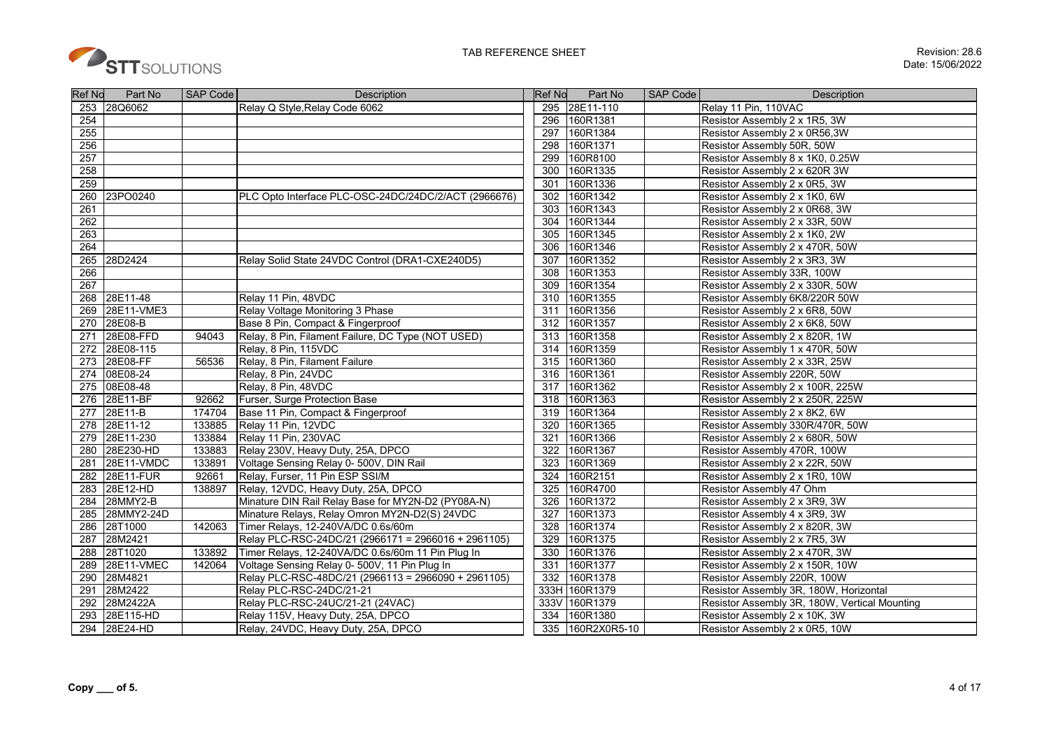TAB REFERENCE SHEET

Revision: 28.6
Date: 15/06/2022

| Ref No | Part No | SAP Code | Description |
|---|---|---|---|
| 253 | 28Q6062 | | Relay Q Style,Relay Code 6062 |
| 254 | | | |
| 255 | | | |
| 256 | | | |
| 257 | | | |
| 258 | | | |
| 259 | | | |
| 260 | 23PO0240 | | PLC Opto Interface PLC-OSC-24DC/24DC/2/ACT (2966676) |
| 261 | | | |
| 262 | | | |
| 263 | | | |
| 264 | | | |
| 265 | 28D2424 | | Relay Solid State 24VDC Control (DRA1-CXE240D5) |
| 266 | | | |
| 267 | | | |
| 268 | 28E11-48 | | Relay 11 Pin, 48VDC |
| 269 | 28E11-VME3 | | Relay Voltage Monitoring 3 Phase |
| 270 | 28E08-B | | Base 8 Pin, Compact & Fingerproof |
| 271 | 28E08-FFD | 94043 | Relay, 8 Pin, Filament Failure, DC Type (NOT USED) |
| 272 | 28E08-115 | | Relay, 8 Pin, 115VDC |
| 273 | 28E08-FF | 56536 | Relay, 8 Pin, Filament Failure |
| 274 | 08E08-24 | | Relay, 8 Pin, 24VDC |
| 275 | 08E08-48 | | Relay, 8 Pin, 48VDC |
| 276 | 28E11-BF | 92662 | Furser, Surge Protection Base |
| 277 | 28E11-B | 174704 | Base 11 Pin, Compact & Fingerproof |
| 278 | 28E11-12 | 133885 | Relay 11 Pin, 12VDC |
| 279 | 28E11-230 | 133884 | Relay 11 Pin, 230VAC |
| 280 | 28E230-HD | 133883 | Relay 230V, Heavy Duty, 25A, DPCO |
| 281 | 28E11-VMDC | 133891 | Voltage Sensing Relay 0- 500V, DIN Rail |
| 282 | 28E11-FUR | 92661 | Relay, Furser, 11 Pin ESP SSI/M |
| 283 | 28E12-HD | 138897 | Relay, 12VDC, Heavy Duty, 25A, DPCO |
| 284 | 28MMY2-B | | Minature DIN Rail Relay Base for MY2N-D2 (PY08A-N) |
| 285 | 28MMY2-24D | | Minature Relays, Relay Omron MY2N-D2(S) 24VDC |
| 286 | 28T1000 | 142063 | Timer Relays, 12-240VA/DC 0.6s/60m |
| 287 | 28M2421 | | Relay PLC-RSC-24DC/21 (2966171 = 2966016 + 2961105) |
| 288 | 28T1020 | 133892 | Timer Relays, 12-240VA/DC 0.6s/60m 11 Pin Plug In |
| 289 | 28E11-VMEC | 142064 | Voltage Sensing Relay 0- 500V, 11 Pin Plug In |
| 290 | 28M4821 | | Relay PLC-RSC-48DC/21 (2966113 = 2966090 + 2961105) |
| 291 | 28M2422 | | Relay PLC-RSC-24DC/21-21 |
| 292 | 28M2422A | | Relay PLC-RSC-24UC/21-21 (24VAC) |
| 293 | 28E115-HD | | Relay 115V, Heavy Duty, 25A, DPCO |
| 294 | 28E24-HD | | Relay, 24VDC, Heavy Duty, 25A, DPCO |
| 295 | 28E11-110 | | Relay 11 Pin, 110VAC |
| 296 | 160R1381 | | Resistor Assembly 2 x 1R5, 3W |
| 297 | 160R1384 | | Resistor Assembly 2 x 0R56,3W |
| 298 | 160R1371 | | Resistor Assembly 50R, 50W |
| 299 | 160R8100 | | Resistor Assembly 8 x 1K0, 0.25W |
| 300 | 160R1335 | | Resistor Assembly 2 x 620R 3W |
| 301 | 160R1336 | | Resistor Assembly 2 x 0R5, 3W |
| 302 | 160R1342 | | Resistor Assembly 2 x 1K0, 6W |
| 303 | 160R1343 | | Resistor Assembly 2 x 0R68, 3W |
| 304 | 160R1344 | | Resistor Assembly 2 x 33R, 50W |
| 305 | 160R1345 | | Resistor Assembly 2 x 1K0, 2W |
| 306 | 160R1346 | | Resistor Assembly 2 x 470R, 50W |
| 307 | 160R1352 | | Resistor Assembly 2 x 3R3, 3W |
| 308 | 160R1353 | | Resistor Assembly 33R, 100W |
| 309 | 160R1354 | | Resistor Assembly 2 x 330R, 50W |
| 310 | 160R1355 | | Resistor Assembly 6K8/220R 50W |
| 311 | 160R1356 | | Resistor Assembly 2 x 6R8, 50W |
| 312 | 160R1357 | | Resistor Assembly 2 x 6K8, 50W |
| 313 | 160R1358 | | Resistor Assembly 2 x 820R, 1W |
| 314 | 160R1359 | | Resistor Assembly 1 x 470R, 50W |
| 315 | 160R1360 | | Resistor Assembly 2 x 33R, 25W |
| 316 | 160R1361 | | Resistor Assembly 220R, 50W |
| 317 | 160R1362 | | Resistor Assembly 2 x 100R, 225W |
| 318 | 160R1363 | | Resistor Assembly 2 x 250R, 225W |
| 319 | 160R1364 | | Resistor Assembly 2 x 8K2, 6W |
| 320 | 160R1365 | | Resistor Assembly 330R/470R, 50W |
| 321 | 160R1366 | | Resistor Assembly 2 x 680R, 50W |
| 322 | 160R1367 | | Resistor Assembly 470R, 100W |
| 323 | 160R1369 | | Resistor Assembly 2 x 22R, 50W |
| 324 | 160R2151 | | Resistor Assembly 2 x 1R0, 10W |
| 325 | 160R4700 | | Resistor Assembly 47 Ohm |
| 326 | 160R1372 | | Resistor Assembly 2 x 3R9, 3W |
| 327 | 160R1373 | | Resistor Assembly 4 x 3R9, 3W |
| 328 | 160R1374 | | Resistor Assembly 2 x 820R, 3W |
| 329 | 160R1375 | | Resistor Assembly 2 x 7R5, 3W |
| 330 | 160R1376 | | Resistor Assembly 2 x 470R, 3W |
| 331 | 160R1377 | | Resistor Assembly 2 x 150R, 10W |
| 332 | 160R1378 | | Resistor Assembly 220R, 100W |
| 333H | 160R1379 | | Resistor Assembly 3R, 180W, Horizontal |
| 333V | 160R1379 | | Resistor Assembly 3R, 180W, Vertical Mounting |
| 334 | 160R1380 | | Resistor Assembly 2 x 10K, 3W |
| 335 | 160R2X0R5-10 | | Resistor Assembly 2 x 0R5, 10W |

**Copy ___ of 5.**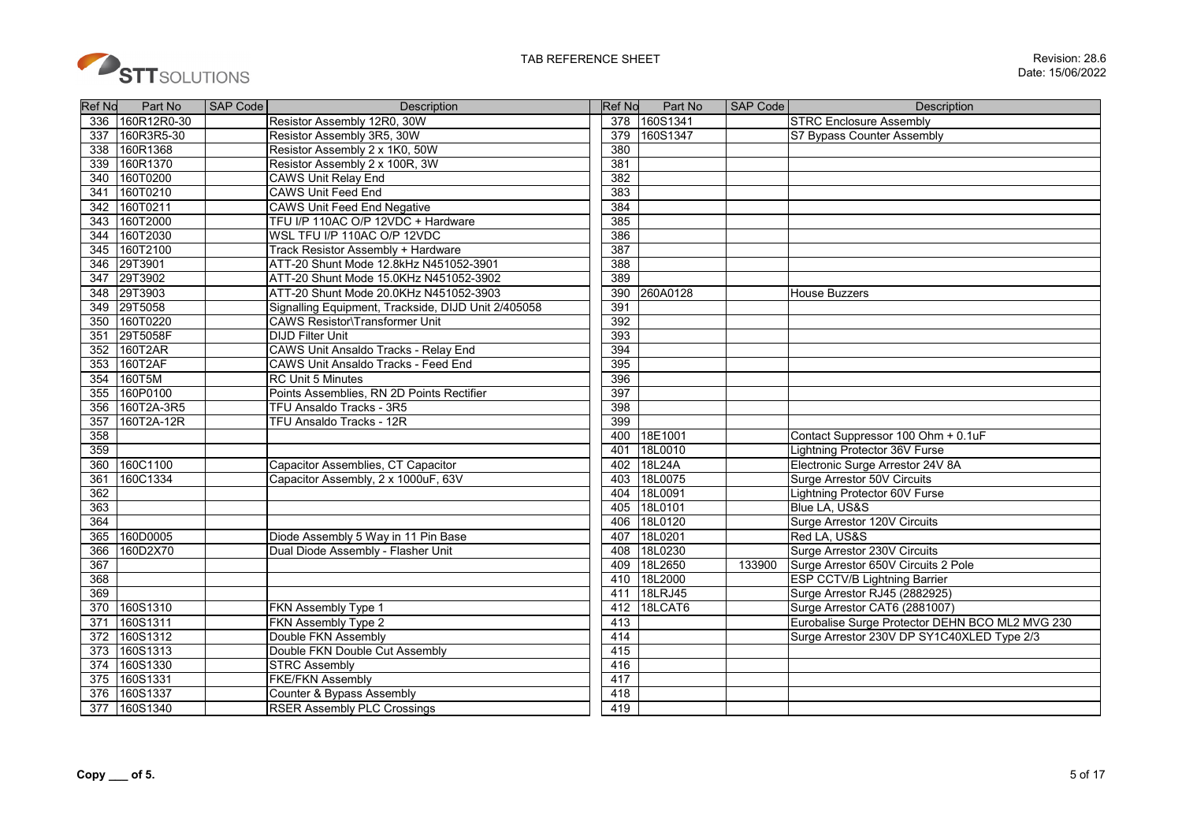STT SOLUTIONS

TAB REFERENCE SHEET

Revision: 28.6
Date: 15/06/2022

| Ref No | Part No | SAP Code | Description | Ref No | Part No | SAP Code | Description |
|---|---|---|---|---|---|---|---|
| 336 | 160R12R0-30 | | Resistor Assembly 12R0, 30W | 378 | 160S1341 | | STRC Enclosure Assembly |
| 337 | 160R3R5-30 | | Resistor Assembly 3R5, 30W | 379 | 160S1347 | | S7 Bypass Counter Assembly |
| 338 | 160R1368 | | Resistor Assembly 2 x 1K0, 50W | 380 | | | |
| 339 | 160R1370 | | Resistor Assembly 2 x 100R, 3W | 381 | | | |
| 340 | 160T0200 | | CAWS Unit Relay End | 382 | | | |
| 341 | 160T0210 | | CAWS Unit Feed End | 383 | | | |
| 342 | 160T0211 | | CAWS Unit Feed End Negative | 384 | | | |
| 343 | 160T2000 | | TFU I/P 110AC O/P 12VDC + Hardware | 385 | | | |
| 344 | 160T2030 | | WSL TFU I/P 110AC O/P 12VDC | 386 | | | |
| 345 | 160T2100 | | Track Resistor Assembly + Hardware | 387 | | | |
| 346 | 29T3901 | | ATT-20 Shunt Mode 12.8kHz N451052-3901 | 388 | | | |
| 347 | 29T3902 | | ATT-20 Shunt Mode 15.0KHz N451052-3902 | 389 | | | |
| 348 | 29T3903 | | ATT-20 Shunt Mode 20.0KHz N451052-3903 | 390 | 260A0128 | | House Buzzers |
| 349 | 29T5058 | | Signalling Equipment, Trackside, DIJD Unit 2/405058 | 391 | | | |
| 350 | 160T0220 | | CAWS Resistor\Transformer Unit | 392 | | | |
| 351 | 29T5058F | | DIJD Filter Unit | 393 | | | |
| 352 | 160T2AR | | CAWS Unit Ansaldo Tracks - Relay End | 394 | | | |
| 353 | 160T2AF | | CAWS Unit Ansaldo Tracks - Feed End | 395 | | | |
| 354 | 160T5M | | RC Unit 5 Minutes | 396 | | | |
| 355 | 160P0100 | | Points Assemblies, RN 2D Points Rectifier | 397 | | | |
| 356 | 160T2A-3R5 | | TFU Ansaldo Tracks - 3R5 | 398 | | | |
| 357 | 160T2A-12R | | TFU Ansaldo Tracks - 12R | 399 | | | |
| 358 | | | | 400 | 18E1001 | | Contact Suppressor 100 Ohm + 0.1uF |
| 359 | | | | 401 | 18L0010 | | Lightning Protector 36V Furse |
| 360 | 160C1100 | | Capacitor Assemblies, CT Capacitor | 402 | 18L24A | | Electronic Surge Arrestor 24V 8A |
| 361 | 160C1334 | | Capacitor Assembly, 2 x 1000uF, 63V | 403 | 18L0075 | | Surge Arrestor 50V Circuits |
| 362 | | | | 404 | 18L0091 | | Lightning Protector 60V Furse |
| 363 | | | | 405 | 18L0101 | | Blue LA, US&S |
| 364 | | | | 406 | 18L0120 | | Surge Arrestor 120V Circuits |
| 365 | 160D0005 | | Diode Assembly 5 Way in 11 Pin Base | 407 | 18L0201 | | Red LA, US&S |
| 366 | 160D2X70 | | Dual Diode Assembly - Flasher Unit | 408 | 18L0230 | | Surge Arrestor 230V Circuits |
| 367 | | | | 409 | 18L2650 | 133900 | Surge Arrestor 650V Circuits 2 Pole |
| 368 | | | | 410 | 18L2000 | | ESP CCTV/B Lightning Barrier |
| 369 | | | | 411 | 18LRJ45 | | Surge Arrestor RJ45 (2882925) |
| 370 | 160S1310 | | FKN Assembly Type 1 | 412 | 18LCAT6 | | Surge Arrestor CAT6 (2881007) |
| 371 | 160S1311 | | FKN Assembly Type 2 | 413 | | | Eurobalise Surge Protector DEHN BCO ML2 MVG 230 |
| 372 | 160S1312 | | Double FKN Assembly | 414 | | | Surge Arrestor 230V DP SY1C40XLED Type 2/3 |
| 373 | 160S1313 | | Double FKN Double Cut Assembly | 415 | | | |
| 374 | 160S1330 | | STRC Assembly | 416 | | | |
| 375 | 160S1331 | | FKE/FKN Assembly | 417 | | | |
| 376 | 160S1337 | | Counter & Bypass Assembly | 418 | | | |
| 377 | 160S1340 | | RSER Assembly PLC Crossings | 419 | | | |

**Copy ___ of 5.**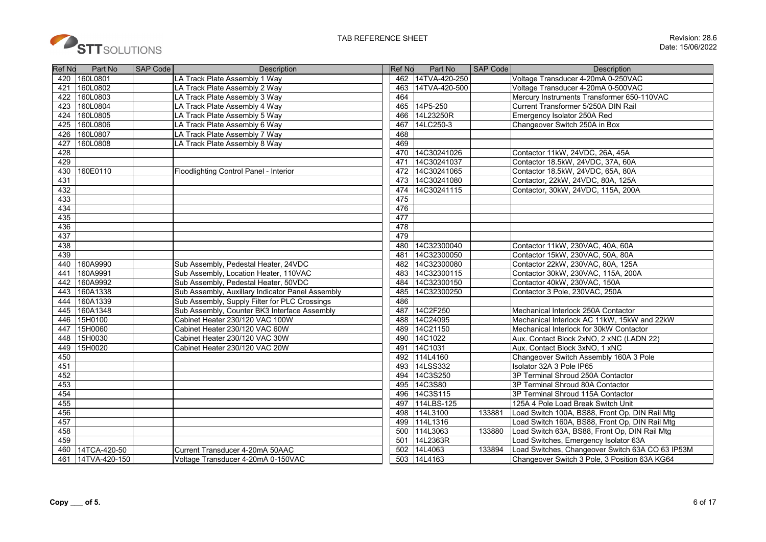STT SOLUTIONS

TAB REFERENCE SHEET

Revision: 28.6
Date: 15/06/2022

| Ref No | Part No | SAP Code | Description |
|---|---|---|---|
| 420 | 160L0801 | | LA Track Plate Assembly 1 Way |
| 421 | 160L0802 | | LA Track Plate Assembly 2 Way |
| 422 | 160L0803 | | LA Track Plate Assembly 3 Way |
| 423 | 160L0804 | | LA Track Plate Assembly 4 Way |
| 424 | 160L0805 | | LA Track Plate Assembly 5 Way |
| 425 | 160L0806 | | LA Track Plate Assembly 6 Way |
| 426 | 160L0807 | | LA Track Plate Assembly 7 Way |
| 427 | 160L0808 | | LA Track Plate Assembly 8 Way |
| 428 | | | |
| 429 | | | |
| 430 | 160E0110 | | Floodlighting Control Panel - Interior |
| 431 | | | |
| 432 | | | |
| 433 | | | |
| 434 | | | |
| 435 | | | |
| 436 | | | |
| 437 | | | |
| 438 | | | |
| 439 | | | |
| 440 | 160A9990 | | Sub Assembly, Pedestal Heater, 24VDC |
| 441 | 160A9991 | | Sub Assembly, Location Heater, 110VAC |
| 442 | 160A9992 | | Sub Assembly, Pedestal Heater, 50VDC |
| 443 | 160A1338 | | Sub Assembly, Auxillary Indicator Panel Assembly |
| 444 | 160A1339 | | Sub Assembly, Supply Filter for PLC Crossings |
| 445 | 160A1348 | | Sub Assembly, Counter BK3 Interface Assembly |
| 446 | 15H0100 | | Cabinet Heater 230/120 VAC 100W |
| 447 | 15H0060 | | Cabinet Heater 230/120 VAC 60W |
| 448 | 15H0030 | | Cabinet Heater 230/120 VAC 30W |
| 449 | 15H0020 | | Cabinet Heater 230/120 VAC 20W |
| 450 | | | |
| 451 | | | |
| 452 | | | |
| 453 | | | |
| 454 | | | |
| 455 | | | |
| 456 | | | |
| 457 | | | |
| 458 | | | |
| 459 | | | |
| 460 | 14TCA-420-50 | | Current Transducer 4-20mA 50AAC |
| 461 | 14TVA-420-150 | | Voltage Transducer 4-20mA 0-150VAC |

| Ref No | Part No | SAP Code | Description |
|---|---|---|---|
| 462 | 14TVA-420-250 | | Voltage Transducer 4-20mA 0-250VAC |
| 463 | 14TVA-420-500 | | Voltage Transducer 4-20mA 0-500VAC |
| 464 | | | Mercury Instruments Transformer 650-110VAC |
| 465 | 14P5-250 | | Current Transformer 5/250A DIN Rail |
| 466 | 14L23250R | | Emergency Isolator 250A Red |
| 467 | 14LC250-3 | | Changeover Switch 250A in Box |
| 468 | | | |
| 469 | | | |
| 470 | 14C30241026 | | Contactor 11kW, 24VDC, 26A, 45A |
| 471 | 14C30241037 | | Contactor 18.5kW, 24VDC, 37A, 60A |
| 472 | 14C30241065 | | Contactor 18.5kW, 24VDC, 65A, 80A |
| 473 | 14C30241080 | | Contactor, 22kW, 24VDC, 80A, 125A |
| 474 | 14C30241115 | | Contactor, 30kW, 24VDC, 115A, 200A |
| 475 | | | |
| 476 | | | |
| 477 | | | |
| 478 | | | |
| 479 | | | |
| 480 | 14C32300040 | | Contactor 11kW, 230VAC, 40A, 60A |
| 481 | 14C32300050 | | Contactor 15kW, 230VAC, 50A, 80A |
| 482 | 14C32300080 | | Contactor 22kW, 230VAC, 80A, 125A |
| 483 | 14C32300115 | | Contactor 30kW, 230VAC, 115A, 200A |
| 484 | 14C32300150 | | Contactor 40kW, 230VAC, 150A |
| 485 | 14C32300250 | | Contactor 3 Pole, 230VAC, 250A |
| 486 | | | |
| 487 | 14C2F250 | | Mechanical Interlock 250A Contactor |
| 488 | 14C24095 | | Mechanical Interlock AC 11kW, 15kW and 22kW |
| 489 | 14C21150 | | Mechanical Interlock for 30kW Contactor |
| 490 | 14C1022 | | Aux. Contact Block 2xNO, 2 xNC (LADN 22) |
| 491 | 14C1031 | | Aux. Contact Block 3xNO, 1 xNC |
| 492 | 114L4160 | | Changeover Switch Assembly 160A 3 Pole |
| 493 | 14LSS332 | | Isolator 32A 3 Pole IP65 |
| 494 | 14C3S250 | | 3P Terminal Shroud 250A Contactor |
| 495 | 14C3S80 | | 3P Terminal Shroud 80A Contactor |
| 496 | 14C3S115 | | 3P Terminal Shroud 115A Contactor |
| 497 | 114LBS-125 | | 125A 4 Pole Load Break Switch Unit |
| 498 | 114L3100 | 133881 | Load Switch 100A, BS88, Front Op, DIN Rail Mtg |
| 499 | 114L1316 | | Load Switch 160A, BS88, Front Op, DIN Rail Mtg |
| 500 | 114L3063 | 133880 | Load Switch 63A, BS88, Front Op, DIN Rail Mtg |
| 501 | 14L2363R | | Load Switches, Emergency Isolator 63A |
| 502 | 14L4063 | 133894 | Load Switches, Changeover Switch 63A CO 63 IP53M |
| 503 | 14L4163 | | Changeover Switch 3 Pole, 3 Position 63A KG64 |

**Copy ___ of 5.**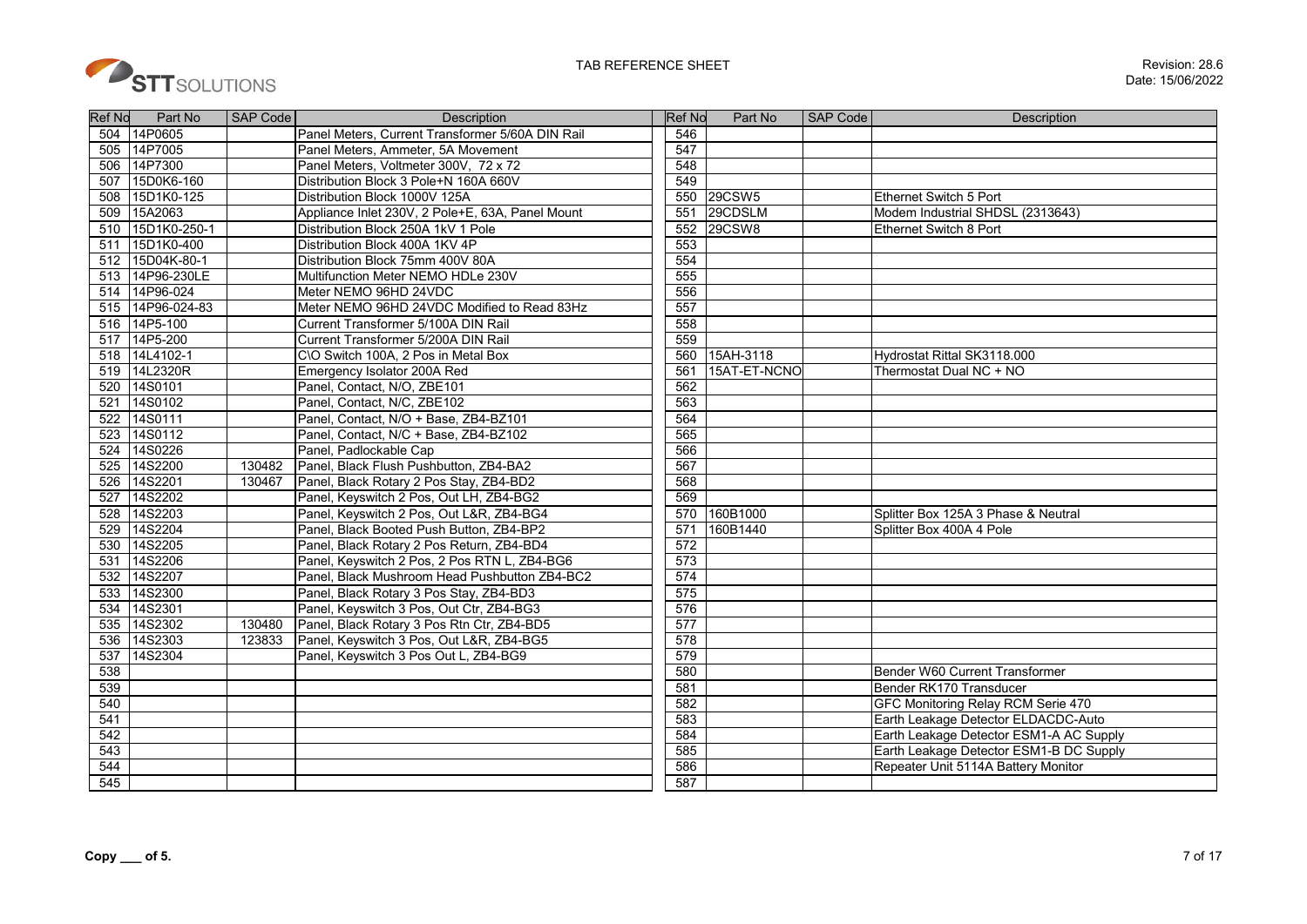TAB REFERENCE SHEET

Revision: 28.6
Date: 15/06/2022

| Ref No | Part No | SAP Code | Description | Ref No | Part No | SAP Code | Description |
|---|---|---|---|---|---|---|---|
| 504 | 14P0605 | | Panel Meters, Current Transformer 5/60A DIN Rail | 546 | | | |
| 505 | 14P7005 | | Panel Meters, Ammeter, 5A Movement | 547 | | | |
| 506 | 14P7300 | | Panel Meters, Voltmeter 300V, 72 x 72 | 548 | | | |
| 507 | 15D0K6-160 | | Distribution Block 3 Pole+N 160A 660V | 549 | | | |
| 508 | 15D1K0-125 | | Distribution Block 1000V 125A | 550 | 29CSW5 | | Ethernet Switch 5 Port |
| 509 | 15A2063 | | Appliance Inlet 230V, 2 Pole+E, 63A, Panel Mount | 551 | 29CDSLM | | Modem Industrial SHDSL (2313643) |
| 510 | 15D1K0-250-1 | | Distribution Block 250A 1kV 1 Pole | 552 | 29CSW8 | | Ethernet Switch 8 Port |
| 511 | 15D1K0-400 | | Distribution Block 400A 1KV 4P | 553 | | | |
| 512 | 15D04K-80-1 | | Distribution Block 75mm 400V 80A | 554 | | | |
| 513 | 14P96-230LE | | Multifunction Meter NEMO HDLe 230V | 555 | | | |
| 514 | 14P96-024 | | Meter NEMO 96HD 24VDC | 556 | | | |
| 515 | 14P96-024-83 | | Meter NEMO 96HD 24VDC Modified to Read 83Hz | 557 | | | |
| 516 | 14P5-100 | | Current Transformer 5/100A DIN Rail | 558 | | | |
| 517 | 14P5-200 | | Current Transformer 5/200A DIN Rail | 559 | | | |
| 518 | 14L4102-1 | | C\O Switch 100A, 2 Pos in Metal Box | 560 | 15AH-3118 | | Hydrostat Rittal SK3118.000 |
| 519 | 14L2320R | | Emergency Isolator 200A Red | 561 | 15AT-ET-NCNO | | Thermostat Dual NC + NO |
| 520 | 14S0101 | | Panel, Contact, N/O, ZBE101 | 562 | | | |
| 521 | 14S0102 | | Panel, Contact, N/C, ZBE102 | 563 | | | |
| 522 | 14S0111 | | Panel, Contact, N/O + Base, ZB4-BZ101 | 564 | | | |
| 523 | 14S0112 | | Panel, Contact, N/C + Base, ZB4-BZ102 | 565 | | | |
| 524 | 14S0226 | | Panel, Padlockable Cap | 566 | | | |
| 525 | 14S2200 | 130482 | Panel, Black Flush Pushbutton, ZB4-BA2 | 567 | | | |
| 526 | 14S2201 | 130467 | Panel, Black Rotary 2 Pos Stay, ZB4-BD2 | 568 | | | |
| 527 | 14S2202 | | Panel, Keyswitch 2 Pos, Out LH, ZB4-BG2 | 569 | | | |
| 528 | 14S2203 | | Panel, Keyswitch 2 Pos, Out L&R, ZB4-BG4 | 570 | 160B1000 | | Splitter Box 125A 3 Phase & Neutral |
| 529 | 14S2204 | | Panel, Black Booted Push Button, ZB4-BP2 | 571 | 160B1440 | | Splitter Box 400A 4 Pole |
| 530 | 14S2205 | | Panel, Black Rotary 2 Pos Return, ZB4-BD4 | 572 | | | |
| 531 | 14S2206 | | Panel, Keyswitch 2 Pos, 2 Pos RTN L, ZB4-BG6 | 573 | | | |
| 532 | 14S2207 | | Panel, Black Mushroom Head Pushbutton ZB4-BC2 | 574 | | | |
| 533 | 14S2300 | | Panel, Black Rotary 3 Pos Stay, ZB4-BD3 | 575 | | | |
| 534 | 14S2301 | | Panel, Keyswitch 3 Pos, Out Ctr, ZB4-BG3 | 576 | | | |
| 535 | 14S2302 | 130480 | Panel, Black Rotary 3 Pos Rtn Ctr, ZB4-BD5 | 577 | | | |
| 536 | 14S2303 | 123833 | Panel, Keyswitch 3 Pos, Out L&R, ZB4-BG5 | 578 | | | |
| 537 | 14S2304 | | Panel, Keyswitch 3 Pos Out L, ZB4-BG9 | 579 | | | |
| 538 | | | | 580 | | | Bender W60 Current Transformer |
| 539 | | | | 581 | | | Bender RK170 Transducer |
| 540 | | | | 582 | | | GFC Monitoring Relay RCM Serie 470 |
| 541 | | | | 583 | | | Earth Leakage Detector ELDACDC-Auto |
| 542 | | | | 584 | | | Earth Leakage Detector ESM1-A AC Supply |
| 543 | | | | 585 | | | Earth Leakage Detector ESM1-B DC Supply |
| 544 | | | | 586 | | | Repeater Unit 5114A Battery Monitor |
| 545 | | | | 587 | | | |

**Copy ___ of 5.**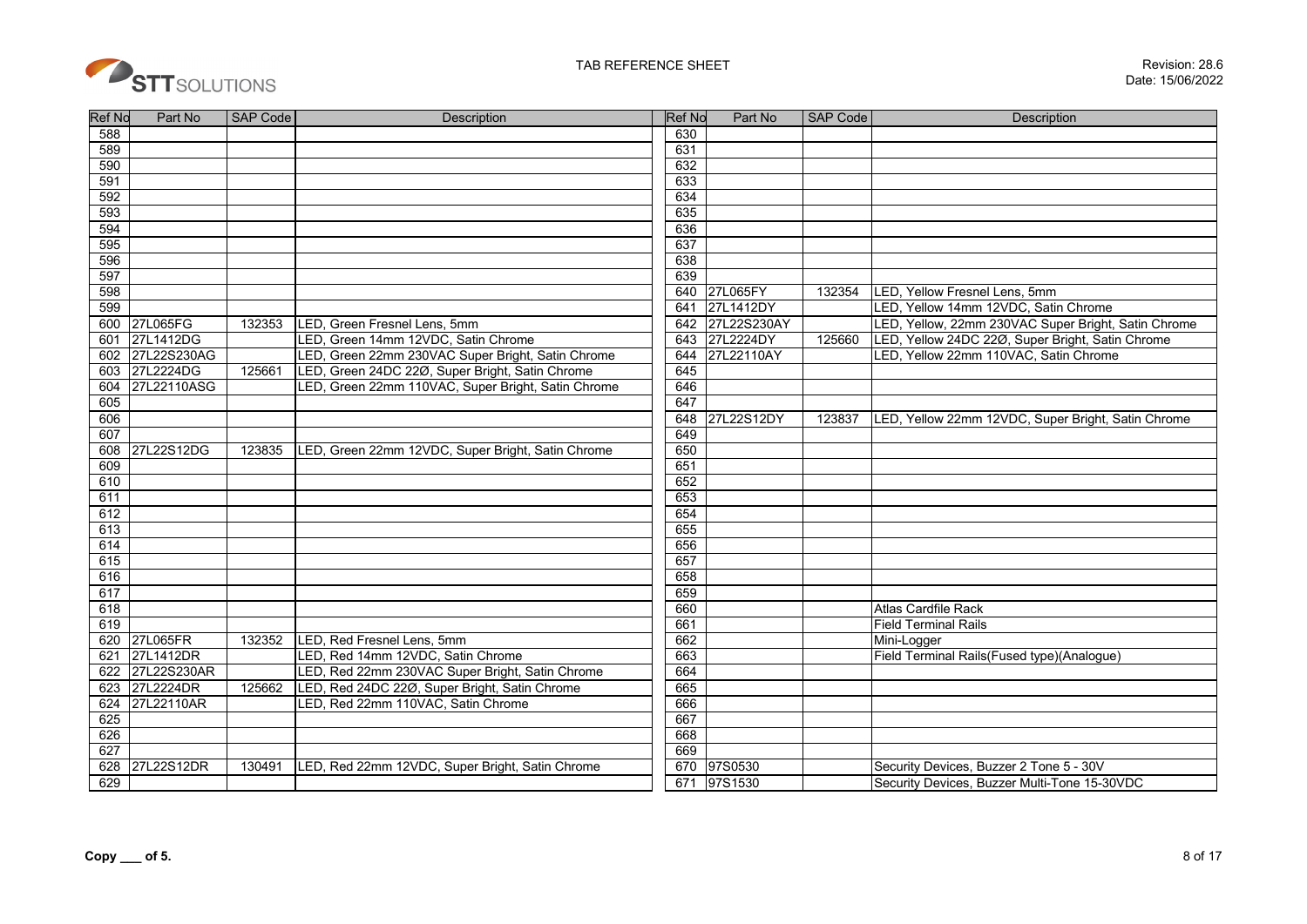| Ref No | Part No | SAP Code | Description | Ref No | Part No | SAP Code | Description |
|---|---|---|---|---|---|---|---|
| 588 | | | | 630 | | | |
| 589 | | | | 631 | | | |
| 590 | | | | 632 | | | |
| 591 | | | | 633 | | | |
| 592 | | | | 634 | | | |
| 593 | | | | 635 | | | |
| 594 | | | | 636 | | | |
| 595 | | | | 637 | | | |
| 596 | | | | 638 | | | |
| 597 | | | | 639 | | | |
| 598 | | | | 640 | 27L065FY | 132354 | LED, Yellow Fresnel Lens, 5mm |
| 599 | | | | 641 | 27L1412DY | | LED, Yellow 14mm 12VDC, Satin Chrome |
| 600 | 27L065FG | 132353 | LED, Green Fresnel Lens, 5mm | 642 | 27L22S230AY | | LED, Yellow, 22mm 230VAC Super Bright, Satin Chrome |
| 601 | 27L1412DG | | LED, Green 14mm 12VDC, Satin Chrome | 643 | 27L2224DY | 125660 | LED, Yellow 24DC 22Ø, Super Bright, Satin Chrome |
| 602 | 27L22S230AG | | LED, Green 22mm 230VAC Super Bright, Satin Chrome | 644 | 27L22110AY | | LED, Yellow 22mm 110VAC, Satin Chrome |
| 603 | 27L2224DG | 125661 | LED, Green 24DC 22Ø, Super Bright, Satin Chrome | 645 | | | |
| 604 | 27L22110ASG | | LED, Green 22mm 110VAC, Super Bright, Satin Chrome | 646 | | | |
| 605 | | | | 647 | | | |
| 606 | | | | 648 | 27L22S12DY | 123837 | LED, Yellow 22mm 12VDC, Super Bright, Satin Chrome |
| 607 | | | | 649 | | | |
| 608 | 27L22S12DG | 123835 | LED, Green 22mm 12VDC, Super Bright, Satin Chrome | 650 | | | |
| 609 | | | | 651 | | | |
| 610 | | | | 652 | | | |
| 611 | | | | 653 | | | |
| 612 | | | | 654 | | | |
| 613 | | | | 655 | | | |
| 614 | | | | 656 | | | |
| 615 | | | | 657 | | | |
| 616 | | | | 658 | | | |
| 617 | | | | 659 | | | |
| 618 | | | | 660 | | | Atlas Cardfile Rack |
| 619 | | | | 661 | | | Field Terminal Rails |
| 620 | 27L065FR | 132352 | LED, Red Fresnel Lens, 5mm | 662 | | | Mini-Logger |
| 621 | 27L1412DR | | LED, Red 14mm 12VDC, Satin Chrome | 663 | | | Field Terminal Rails(Fused type)(Analogue) |
| 622 | 27L22S230AR | | LED, Red 22mm 230VAC Super Bright, Satin Chrome | 664 | | | |
| 623 | 27L2224DR | 125662 | LED, Red 24DC 22Ø, Super Bright, Satin Chrome | 665 | | | |
| 624 | 27L22110AR | | LED, Red 22mm 110VAC, Satin Chrome | 666 | | | |
| 625 | | | | 667 | | | |
| 626 | | | | 668 | | | |
| 627 | | | | 669 | | | |
| 628 | 27L22S12DR | 130491 | LED, Red 22mm 12VDC, Super Bright, Satin Chrome | 670 | 97S0530 | | Security Devices, Buzzer 2 Tone 5 - 30V |
| 629 | | | | 671 | 97S1530 | | Security Devices, Buzzer Multi-Tone 15-30VDC |

**Copy ___ of 5.**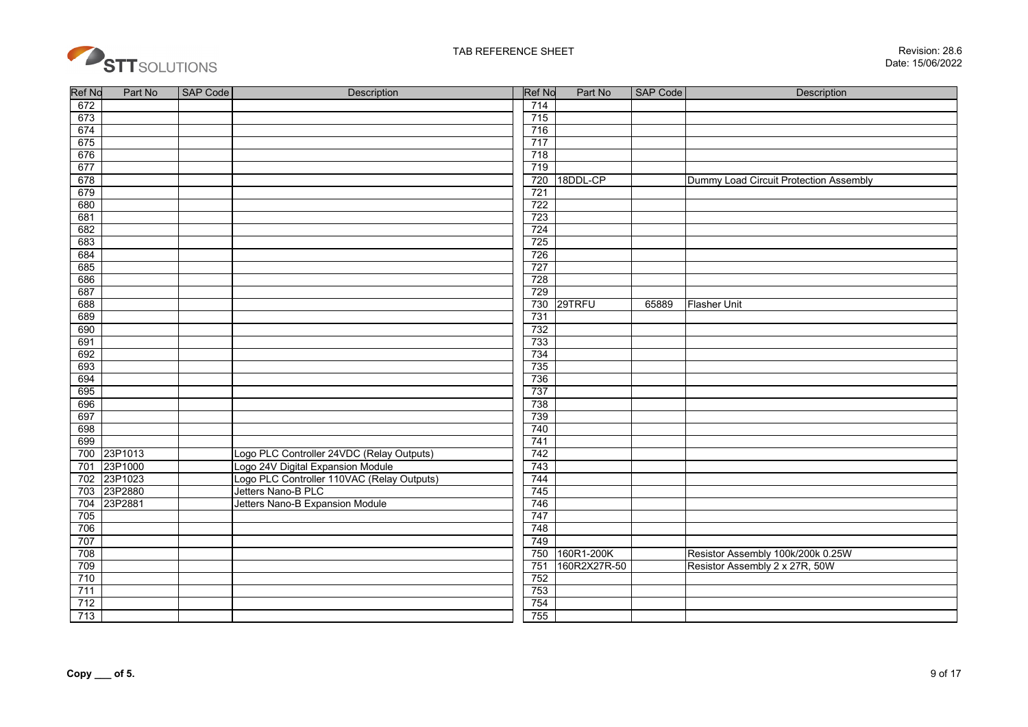# TAB REFERENCE SHEET

Revision: 28.6
Date: 15/06/2022

| Ref No | Part No | SAP Code | Description |
|---|---|---|---|
| 672 | | | |
| 673 | | | |
| 674 | | | |
| 675 | | | |
| 676 | | | |
| 677 | | | |
| 678 | | | |
| 679 | | | |
| 680 | | | |
| 681 | | | |
| 682 | | | |
| 683 | | | |
| 684 | | | |
| 685 | | | |
| 686 | | | |
| 687 | | | |
| 688 | | | |
| 689 | | | |
| 690 | | | |
| 691 | | | |
| 692 | | | |
| 693 | | | |
| 694 | | | |
| 695 | | | |
| 696 | | | |
| 697 | | | |
| 698 | | | |
| 699 | | | |
| 700 | 23P1013 | | Logo PLC Controller 24VDC (Relay Outputs) |
| 701 | 23P1000 | | Logo 24V Digital Expansion Module |
| 702 | 23P1023 | | Logo PLC Controller 110VAC (Relay Outputs) |
| 703 | 23P2880 | | Jetters Nano-B PLC |
| 704 | 23P2881 | | Jetters Nano-B Expansion Module |
| 705 | | | |
| 706 | | | |
| 707 | | | |
| 708 | | | |
| 709 | | | |
| 710 | | | |
| 711 | | | |
| 712 | | | |
| 713 | | | |

| Ref No | Part No | SAP Code | Description |
|---|---|---|---|
| 714 | | | |
| 715 | | | |
| 716 | | | |
| 717 | | | |
| 718 | | | |
| 719 | | | |
| 720 | 18DDL-CP | | Dummy Load Circuit Protection Assembly |
| 721 | | | |
| 722 | | | |
| 723 | | | |
| 724 | | | |
| 725 | | | |
| 726 | | | |
| 727 | | | |
| 728 | | | |
| 729 | | | |
| 730 | 29TRFU | 65889 | Flasher Unit |
| 731 | | | |
| 732 | | | |
| 733 | | | |
| 734 | | | |
| 735 | | | |
| 736 | | | |
| 737 | | | |
| 738 | | | |
| 739 | | | |
| 740 | | | |
| 741 | | | |
| 742 | | | |
| 743 | | | |
| 744 | | | |
| 745 | | | |
| 746 | | | |
| 747 | | | |
| 748 | | | |
| 749 | | | |
| 750 | 160R1-200K | | Resistor Assembly 100k/200k 0.25W |
| 751 | 160R2X27R-50 | | Resistor Assembly 2 x 27R, 50W |
| 752 | | | |
| 753 | | | |
| 754 | | | |
| 755 | | | |

**Copy ___ of 5.**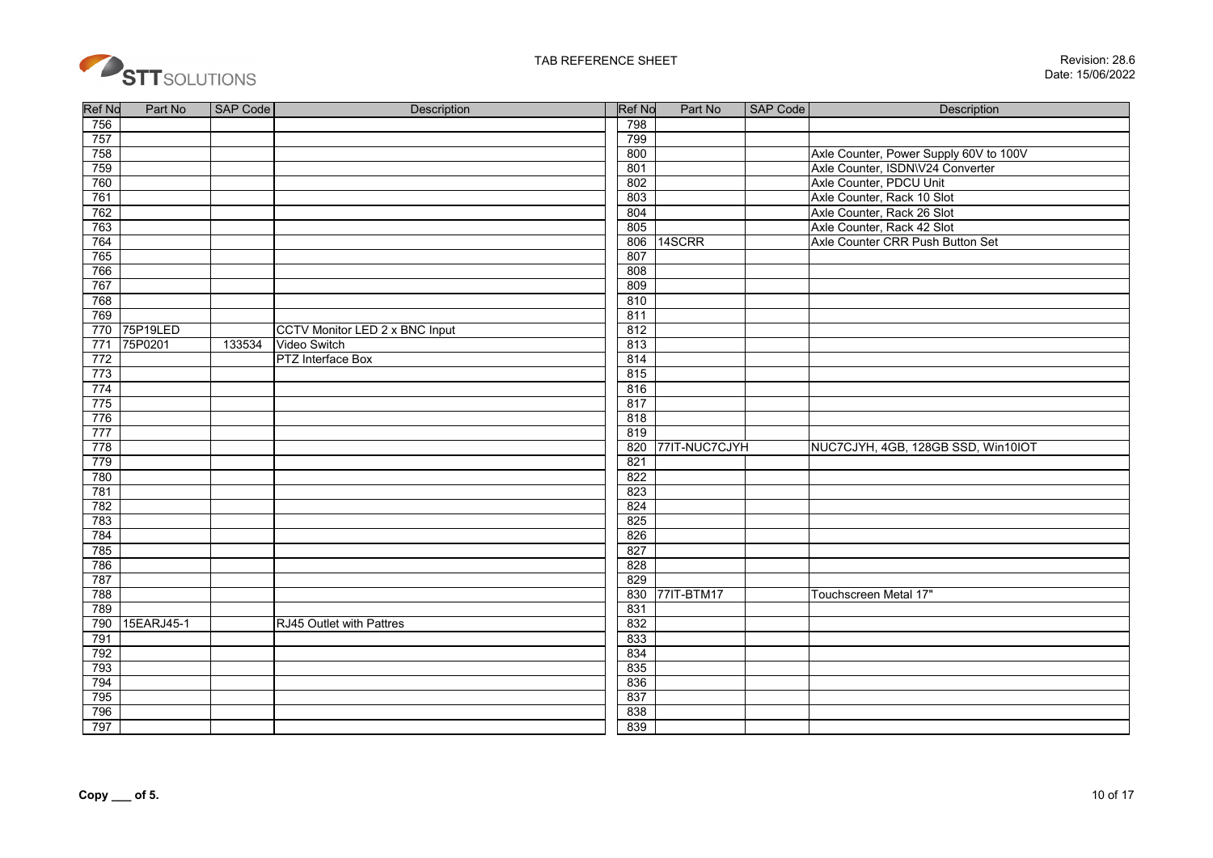STT SOLUTIONS

TAB REFERENCE SHEET

Revision: 28.6
Date: 15/06/2022

| Ref No | Part No | SAP Code | Description |
|---|---|---|---|
| 756 | | | |
| 757 | | | |
| 758 | | | |
| 759 | | | |
| 760 | | | |
| 761 | | | |
| 762 | | | |
| 763 | | | |
| 764 | | | |
| 765 | | | |
| 766 | | | |
| 767 | | | |
| 768 | | | |
| 769 | | | |
| 770 | 75P19LED | | CCTV Monitor LED 2 x BNC Input |
| 771 | 75P0201 | 133534 | Video Switch |
| 772 | | | PTZ Interface Box |
| 773 | | | |
| 774 | | | |
| 775 | | | |
| 776 | | | |
| 777 | | | |
| 778 | | | |
| 779 | | | |
| 780 | | | |
| 781 | | | |
| 782 | | | |
| 783 | | | |
| 784 | | | |
| 785 | | | |
| 786 | | | |
| 787 | | | |
| 788 | | | |
| 789 | | | |
| 790 | 15EARJ45-1 | | RJ45 Outlet with Pattres |
| 791 | | | |
| 792 | | | |
| 793 | | | |
| 794 | | | |
| 795 | | | |
| 796 | | | |
| 797 | | | |

| Ref No | Part No | SAP Code | Description |
|---|---|---|---|
| 798 | | | |
| 799 | | | |
| 800 | | | Axle Counter, Power Supply 60V to 100V |
| 801 | | | Axle Counter, ISDN\V24 Converter |
| 802 | | | Axle Counter, PDCU Unit |
| 803 | | | Axle Counter, Rack 10 Slot |
| 804 | | | Axle Counter, Rack 26 Slot |
| 805 | | | Axle Counter, Rack 42 Slot |
| 806 | 14SCRR | | Axle Counter CRR Push Button Set |
| 807 | | | |
| 808 | | | |
| 809 | | | |
| 810 | | | |
| 811 | | | |
| 812 | | | |
| 813 | | | |
| 814 | | | |
| 815 | | | |
| 816 | | | |
| 817 | | | |
| 818 | | | |
| 819 | | | |
| 820 | 77IT-NUC7CJYH | | NUC7CJYH, 4GB, 128GB SSD, Win10IOT |
| 821 | | | |
| 822 | | | |
| 823 | | | |
| 824 | | | |
| 825 | | | |
| 826 | | | |
| 827 | | | |
| 828 | | | |
| 829 | | | |
| 830 | 77IT-BTM17 | | Touchscreen Metal 17" |
| 831 | | | |
| 832 | | | |
| 833 | | | |
| 834 | | | |
| 835 | | | |
| 836 | | | |
| 837 | | | |
| 838 | | | |
| 839 | | | |

**Copy ___ of 5.**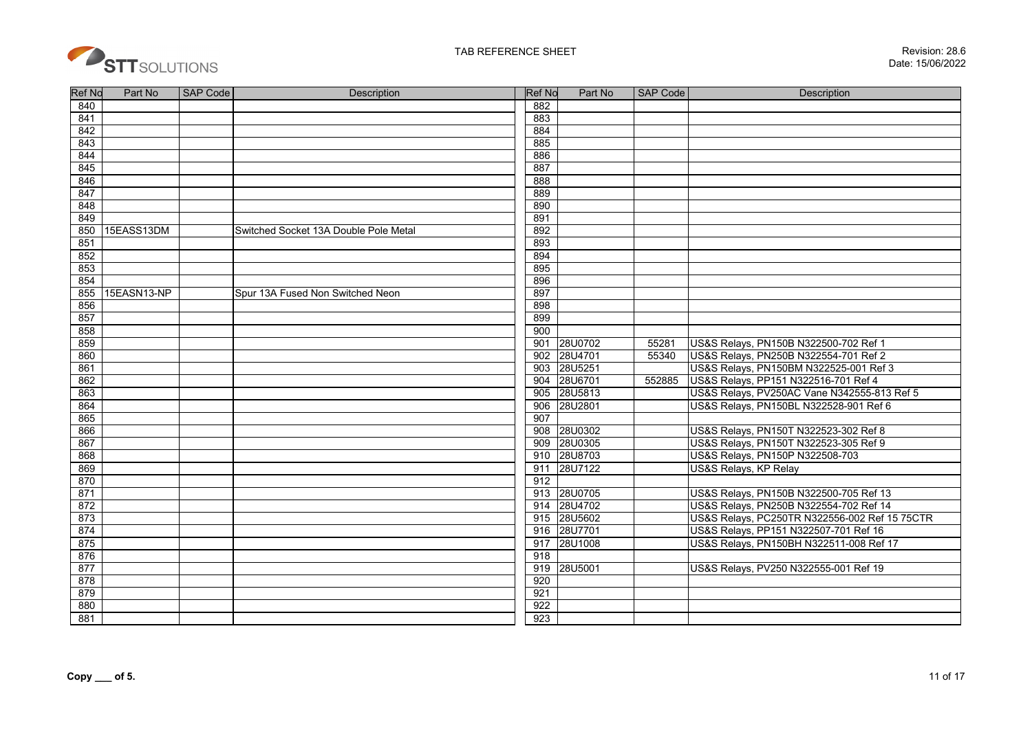# TAB REFERENCE SHEET

Revision: 28.6
Date: 15/06/2022

| Ref No | Part No | SAP Code | Description |
|---|---|---|---|
| 840 | | | |
| 841 | | | |
| 842 | | | |
| 843 | | | |
| 844 | | | |
| 845 | | | |
| 846 | | | |
| 847 | | | |
| 848 | | | |
| 849 | | | |
| 850 | 15EASS13DM | | Switched Socket 13A Double Pole Metal |
| 851 | | | |
| 852 | | | |
| 853 | | | |
| 854 | | | |
| 855 | 15EASN13-NP | | Spur 13A Fused Non Switched Neon |
| 856 | | | |
| 857 | | | |
| 858 | | | |
| 859 | | | |
| 860 | | | |
| 861 | | | |
| 862 | | | |
| 863 | | | |
| 864 | | | |
| 865 | | | |
| 866 | | | |
| 867 | | | |
| 868 | | | |
| 869 | | | |
| 870 | | | |
| 871 | | | |
| 872 | | | |
| 873 | | | |
| 874 | | | |
| 875 | | | |
| 876 | | | |
| 877 | | | |
| 878 | | | |
| 879 | | | |
| 880 | | | |
| 881 | | | |
| 882 | | | |
| 883 | | | |
| 884 | | | |
| 885 | | | |
| 886 | | | |
| 887 | | | |
| 888 | | | |
| 889 | | | |
| 890 | | | |
| 891 | | | |
| 892 | | | |
| 893 | | | |
| 894 | | | |
| 895 | | | |
| 896 | | | |
| 897 | | | |
| 898 | | | |
| 899 | | | |
| 900 | | | |
| 901 | 28U0702 | 55281 | US&S Relays, PN150B N322500-702 Ref 1 |
| 902 | 28U4701 | 55340 | US&S Relays, PN250B N322554-701 Ref 2 |
| 903 | 28U5251 | | US&S Relays, PN150BM N322525-001 Ref 3 |
| 904 | 28U6701 | 552885 | US&S Relays, PP151 N322516-701 Ref 4 |
| 905 | 28U5813 | | US&S Relays, PV250AC Vane N342555-813 Ref 5 |
| 906 | 28U2801 | | US&S Relays, PN150BL N322528-901 Ref 6 |
| 907 | | | |
| 908 | 28U0302 | | US&S Relays, PN150T N322523-302 Ref 8 |
| 909 | 28U0305 | | US&S Relays, PN150T N322523-305 Ref 9 |
| 910 | 28U8703 | | US&S Relays, PN150P N322508-703 |
| 911 | 28U7122 | | US&S Relays, KP Relay |
| 912 | | | |
| 913 | 28U0705 | | US&S Relays, PN150B N322500-705 Ref 13 |
| 914 | 28U4702 | | US&S Relays, PN250B N322554-702 Ref 14 |
| 915 | 28U5602 | | US&S Relays, PC250TR N322556-002 Ref 15 75CTR |
| 916 | 28U7701 | | US&S Relays, PP151 N322507-701 Ref 16 |
| 917 | 28U1008 | | US&S Relays, PN150BH N322511-008 Ref 17 |
| 918 | | | |
| 919 | 28U5001 | | US&S Relays, PV250 N322555-001 Ref 19 |
| 920 | | | |
| 921 | | | |
| 922 | | | |
| 923 | | | |

**Copy \_\_\_ of 5.**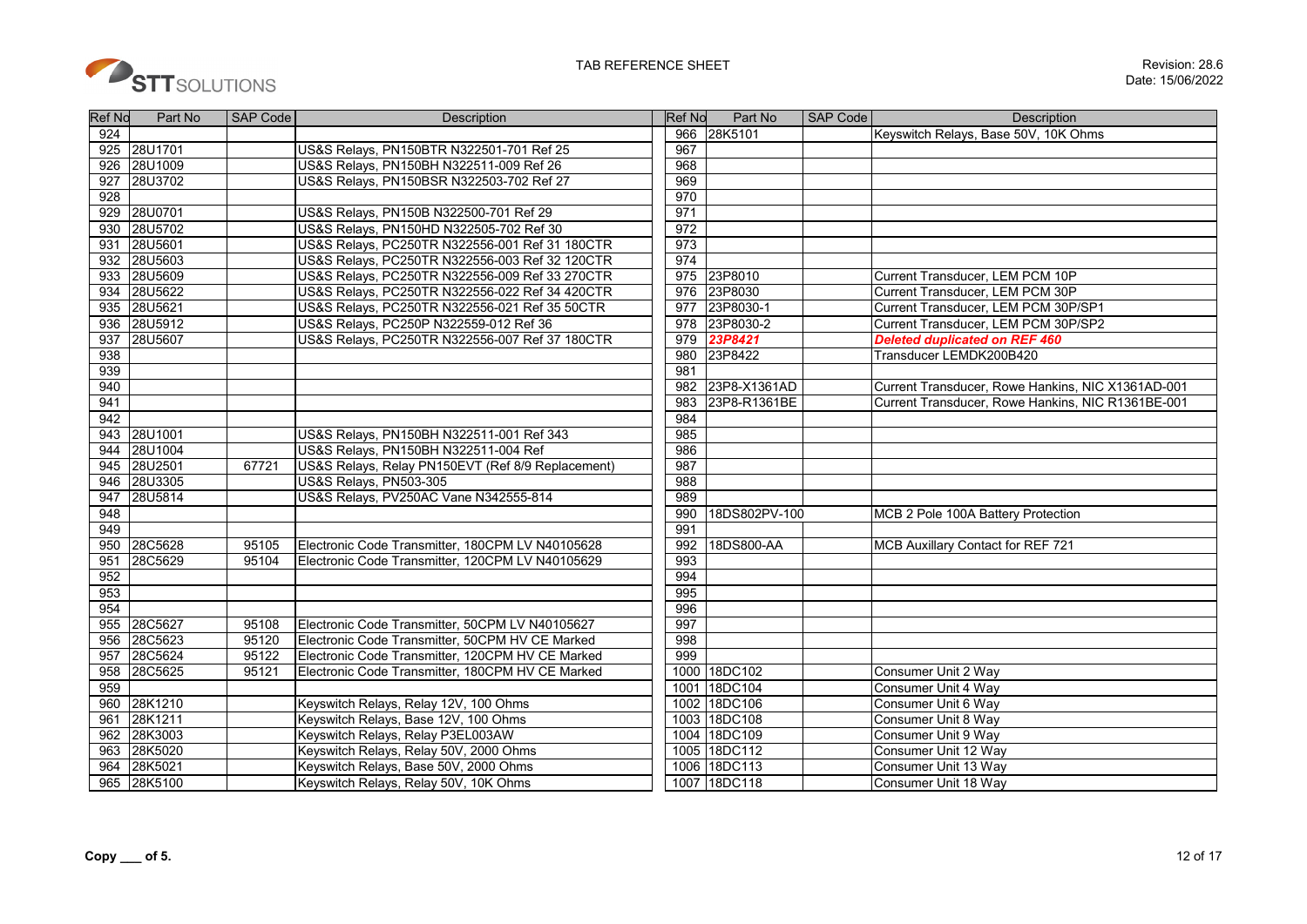TAB REFERENCE SHEET

Revision: 28.6
Date: 15/06/2022

| Ref No | Part No | SAP Code | Description |
|---|---|---|---|
| 924 | | | |
| 925 | 28U1701 | | US&S Relays, PN150BTR N322501-701 Ref 25 |
| 926 | 28U1009 | | US&S Relays, PN150BH N322511-009 Ref 26 |
| 927 | 28U3702 | | US&S Relays, PN150BSR N322503-702 Ref 27 |
| 928 | | | |
| 929 | 28U0701 | | US&S Relays, PN150B N322500-701 Ref 29 |
| 930 | 28U5702 | | US&S Relays, PN150HD N322505-702 Ref 30 |
| 931 | 28U5601 | | US&S Relays, PC250TR N322556-001 Ref 31 180CTR |
| 932 | 28U5603 | | US&S Relays, PC250TR N322556-003 Ref 32 120CTR |
| 933 | 28U5609 | | US&S Relays, PC250TR N322556-009 Ref 33 270CTR |
| 934 | 28U5622 | | US&S Relays, PC250TR N322556-022 Ref 34 420CTR |
| 935 | 28U5621 | | US&S Relays, PC250TR N322556-021 Ref 35 50CTR |
| 936 | 28U5912 | | US&S Relays, PC250P N322559-012 Ref 36 |
| 937 | 28U5607 | | US&S Relays, PC250TR N322556-007 Ref 37 180CTR |
| 938 | | | |
| 939 | | | |
| 940 | | | |
| 941 | | | |
| 942 | | | |
| 943 | 28U1001 | | US&S Relays, PN150BH N322511-001 Ref 343 |
| 944 | 28U1004 | | US&S Relays, PN150BH N322511-004 Ref |
| 945 | 28U2501 | 67721 | US&S Relays, Relay PN150EVT (Ref 8/9 Replacement) |
| 946 | 28U3305 | | US&S Relays, PN503-305 |
| 947 | 28U5814 | | US&S Relays, PV250AC Vane N342555-814 |
| 948 | | | |
| 949 | | | |
| 950 | 28C5628 | 95105 | Electronic Code Transmitter, 180CPM LV N40105628 |
| 951 | 28C5629 | 95104 | Electronic Code Transmitter, 120CPM LV N40105629 |
| 952 | | | |
| 953 | | | |
| 954 | | | |
| 955 | 28C5627 | 95108 | Electronic Code Transmitter, 50CPM LV N40105627 |
| 956 | 28C5623 | 95120 | Electronic Code Transmitter, 50CPM HV CE Marked |
| 957 | 28C5624 | 95122 | Electronic Code Transmitter, 120CPM HV CE Marked |
| 958 | 28C5625 | 95121 | Electronic Code Transmitter, 180CPM HV CE Marked |
| 959 | | | |
| 960 | 28K1210 | | Keyswitch Relays, Relay 12V, 100 Ohms |
| 961 | 28K1211 | | Keyswitch Relays, Base 12V, 100 Ohms |
| 962 | 28K3003 | | Keyswitch Relays, Relay P3EL003AW |
| 963 | 28K5020 | | Keyswitch Relays, Relay 50V, 2000 Ohms |
| 964 | 28K5021 | | Keyswitch Relays, Base 50V, 2000 Ohms |
| 965 | 28K5100 | | Keyswitch Relays, Relay 50V, 10K Ohms |
| 966 | 28K5101 | | Keyswitch Relays, Base 50V, 10K Ohms |
| 967 | | | |
| 968 | | | |
| 969 | | | |
| 970 | | | |
| 971 | | | |
| 972 | | | |
| 973 | | | |
| 974 | | | |
| 975 | 23P8010 | | Current Transducer, LEM PCM 10P |
| 976 | 23P8030 | | Current Transducer, LEM PCM 30P |
| 977 | 23P8030-1 | | Current Transducer, LEM PCM 30P/SP1 |
| 978 | 23P8030-2 | | Current Transducer, LEM PCM 30P/SP2 |
| 979 | ***23P8421*** | | ***Deleted duplicated on REF 460*** |
| 980 | 23P8422 | | Transducer LEMDK200B420 |
| 981 | | | |
| 982 | 23P8-X1361AD | | Current Transducer, Rowe Hankins, NIC X1361AD-001 |
| 983 | 23P8-R1361BE | | Current Transducer, Rowe Hankins, NIC R1361BE-001 |
| 984 | | | |
| 985 | | | |
| 986 | | | |
| 987 | | | |
| 988 | | | |
| 989 | | | |
| 990 | 18DS802PV-100 | | MCB 2 Pole 100A Battery Protection |
| 991 | | | |
| 992 | 18DS800-AA | | MCB Auxillary Contact for REF 721 |
| 993 | | | |
| 994 | | | |
| 995 | | | |
| 996 | | | |
| 997 | | | |
| 998 | | | |
| 999 | | | |
| 1000 | 18DC102 | | Consumer Unit 2 Way |
| 1001 | 18DC104 | | Consumer Unit 4 Way |
| 1002 | 18DC106 | | Consumer Unit 6 Way |
| 1003 | 18DC108 | | Consumer Unit 8 Way |
| 1004 | 18DC109 | | Consumer Unit 9 Way |
| 1005 | 18DC112 | | Consumer Unit 12 Way |
| 1006 | 18DC113 | | Consumer Unit 13 Way |
| 1007 | 18DC118 | | Consumer Unit 18 Way |

**Copy ___ of 5.**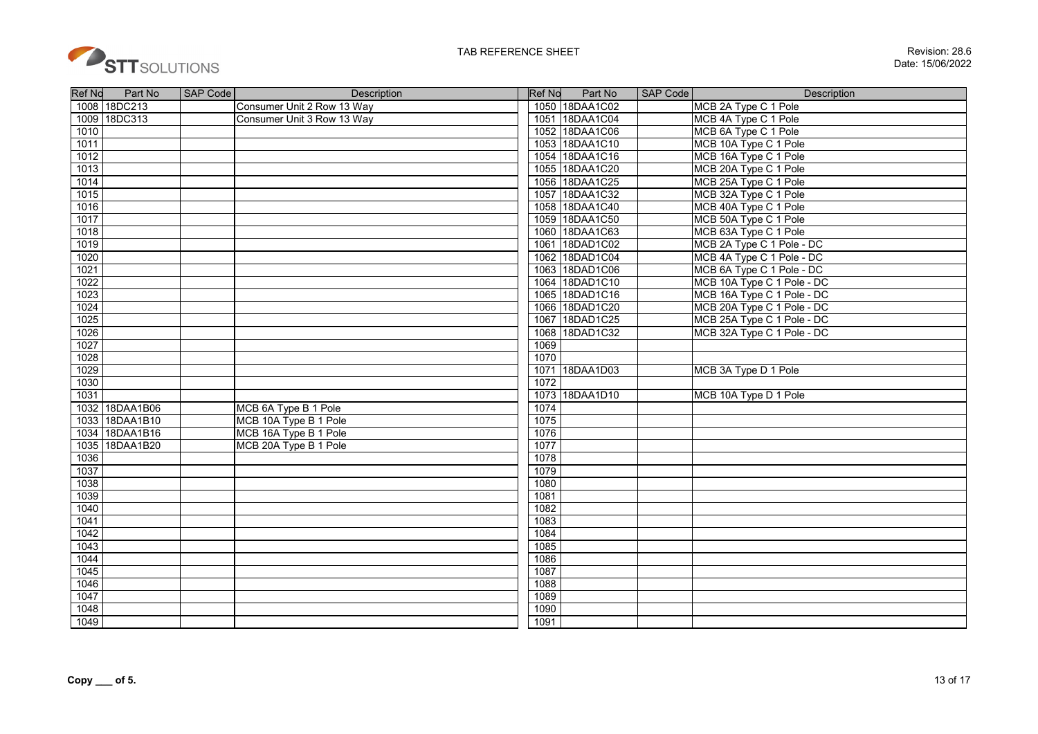STTSOLUTIONS

TAB REFERENCE SHEET

Revision: 28.6
Date: 15/06/2022

| Ref No | Part No | SAP Code | Description |
|---|---|---|---|
| 1008 | 18DC213 | | Consumer Unit 2 Row 13 Way |
| 1009 | 18DC313 | | Consumer Unit 3 Row 13 Way |
| 1010 | | | |
| 1011 | | | |
| 1012 | | | |
| 1013 | | | |
| 1014 | | | |
| 1015 | | | |
| 1016 | | | |
| 1017 | | | |
| 1018 | | | |
| 1019 | | | |
| 1020 | | | |
| 1021 | | | |
| 1022 | | | |
| 1023 | | | |
| 1024 | | | |
| 1025 | | | |
| 1026 | | | |
| 1027 | | | |
| 1028 | | | |
| 1029 | | | |
| 1030 | | | |
| 1031 | | | |
| 1032 | 18DAA1B06 | | MCB 6A Type B 1 Pole |
| 1033 | 18DAA1B10 | | MCB 10A Type B 1 Pole |
| 1034 | 18DAA1B16 | | MCB 16A Type B 1 Pole |
| 1035 | 18DAA1B20 | | MCB 20A Type B 1 Pole |
| 1036 | | | |
| 1037 | | | |
| 1038 | | | |
| 1039 | | | |
| 1040 | | | |
| 1041 | | | |
| 1042 | | | |
| 1043 | | | |
| 1044 | | | |
| 1045 | | | |
| 1046 | | | |
| 1047 | | | |
| 1048 | | | |
| 1049 | | | |
| 1050 | 18DAA1C02 | | MCB 2A Type C 1 Pole |
| 1051 | 18DAA1C04 | | MCB 4A Type C 1 Pole |
| 1052 | 18DAA1C06 | | MCB 6A Type C 1 Pole |
| 1053 | 18DAA1C10 | | MCB 10A Type C 1 Pole |
| 1054 | 18DAA1C16 | | MCB 16A Type C 1 Pole |
| 1055 | 18DAA1C20 | | MCB 20A Type C 1 Pole |
| 1056 | 18DAA1C25 | | MCB 25A Type C 1 Pole |
| 1057 | 18DAA1C32 | | MCB 32A Type C 1 Pole |
| 1058 | 18DAA1C40 | | MCB 40A Type C 1 Pole |
| 1059 | 18DAA1C50 | | MCB 50A Type C 1 Pole |
| 1060 | 18DAA1C63 | | MCB 63A Type C 1 Pole |
| 1061 | 18DAD1C02 | | MCB 2A Type C 1 Pole - DC |
| 1062 | 18DAD1C04 | | MCB 4A Type C 1 Pole - DC |
| 1063 | 18DAD1C06 | | MCB 6A Type C 1 Pole - DC |
| 1064 | 18DAD1C10 | | MCB 10A Type C 1 Pole - DC |
| 1065 | 18DAD1C16 | | MCB 16A Type C 1 Pole - DC |
| 1066 | 18DAD1C20 | | MCB 20A Type C 1 Pole - DC |
| 1067 | 18DAD1C25 | | MCB 25A Type C 1 Pole - DC |
| 1068 | 18DAD1C32 | | MCB 32A Type C 1 Pole - DC |
| 1069 | | | |
| 1070 | | | |
| 1071 | 18DAA1D03 | | MCB 3A Type D 1 Pole |
| 1072 | | | |
| 1073 | 18DAA1D10 | | MCB 10A Type D 1 Pole |
| 1074 | | | |
| 1075 | | | |
| 1076 | | | |
| 1077 | | | |
| 1078 | | | |
| 1079 | | | |
| 1080 | | | |
| 1081 | | | |
| 1082 | | | |
| 1083 | | | |
| 1084 | | | |
| 1085 | | | |
| 1086 | | | |
| 1087 | | | |
| 1088 | | | |
| 1089 | | | |
| 1090 | | | |
| 1091 | | | |

**Copy \_\_\_ of 5.**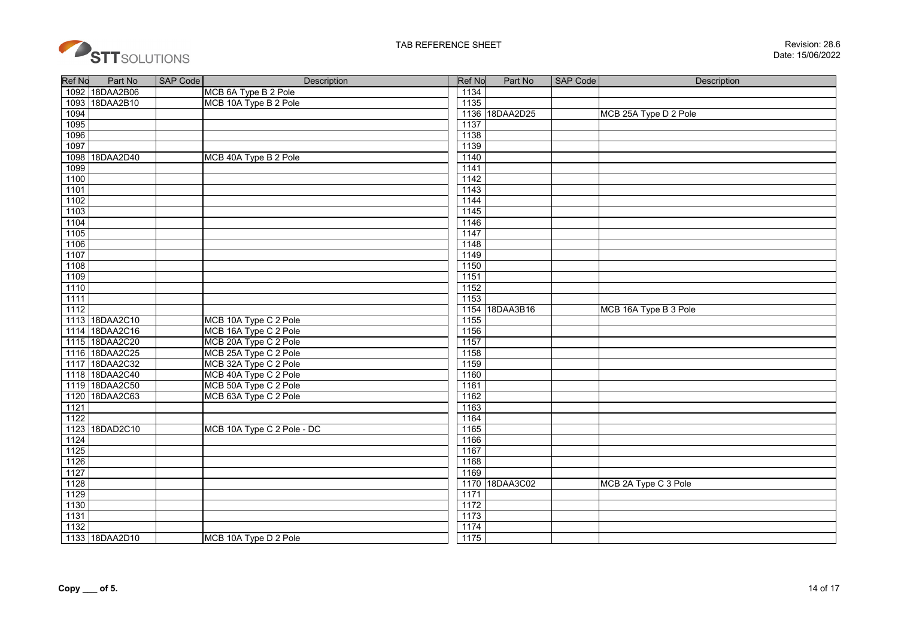TAB REFERENCE SHEET

Revision: 28.6
Date: 15/06/2022

| Ref No | Part No | SAP Code | Description | Ref No | Part No | SAP Code | Description |
|---|---|---|---|---|---|---|---|
| 1092 | 18DAA2B06 | | MCB 6A Type B 2 Pole | 1134 | | | |
| 1093 | 18DAA2B10 | | MCB 10A Type B 2 Pole | 1135 | | | |
| 1094 | | | | 1136 | 18DAA2D25 | | MCB 25A Type D 2 Pole |
| 1095 | | | | 1137 | | | |
| 1096 | | | | 1138 | | | |
| 1097 | | | | 1139 | | | |
| 1098 | 18DAA2D40 | | MCB 40A Type B 2 Pole | 1140 | | | |
| 1099 | | | | 1141 | | | |
| 1100 | | | | 1142 | | | |
| 1101 | | | | 1143 | | | |
| 1102 | | | | 1144 | | | |
| 1103 | | | | 1145 | | | |
| 1104 | | | | 1146 | | | |
| 1105 | | | | 1147 | | | |
| 1106 | | | | 1148 | | | |
| 1107 | | | | 1149 | | | |
| 1108 | | | | 1150 | | | |
| 1109 | | | | 1151 | | | |
| 1110 | | | | 1152 | | | |
| 1111 | | | | 1153 | | | |
| 1112 | | | | 1154 | 18DAA3B16 | | MCB 16A Type B 3 Pole |
| 1113 | 18DAA2C10 | | MCB 10A Type C 2 Pole | 1155 | | | |
| 1114 | 18DAA2C16 | | MCB 16A Type C 2 Pole | 1156 | | | |
| 1115 | 18DAA2C20 | | MCB 20A Type C 2 Pole | 1157 | | | |
| 1116 | 18DAA2C25 | | MCB 25A Type C 2 Pole | 1158 | | | |
| 1117 | 18DAA2C32 | | MCB 32A Type C 2 Pole | 1159 | | | |
| 1118 | 18DAA2C40 | | MCB 40A Type C 2 Pole | 1160 | | | |
| 1119 | 18DAA2C50 | | MCB 50A Type C 2 Pole | 1161 | | | |
| 1120 | 18DAA2C63 | | MCB 63A Type C 2 Pole | 1162 | | | |
| 1121 | | | | 1163 | | | |
| 1122 | | | | 1164 | | | |
| 1123 | 18DAD2C10 | | MCB 10A Type C 2 Pole - DC | 1165 | | | |
| 1124 | | | | 1166 | | | |
| 1125 | | | | 1167 | | | |
| 1126 | | | | 1168 | | | |
| 1127 | | | | 1169 | | | |
| 1128 | | | | 1170 | 18DAA3C02 | | MCB 2A Type C 3 Pole |
| 1129 | | | | 1171 | | | |
| 1130 | | | | 1172 | | | |
| 1131 | | | | 1173 | | | |
| 1132 | | | | 1174 | | | |
| 1133 | 18DAA2D10 | | MCB 10A Type D 2 Pole | 1175 | | | |

**Copy ___ of 5.**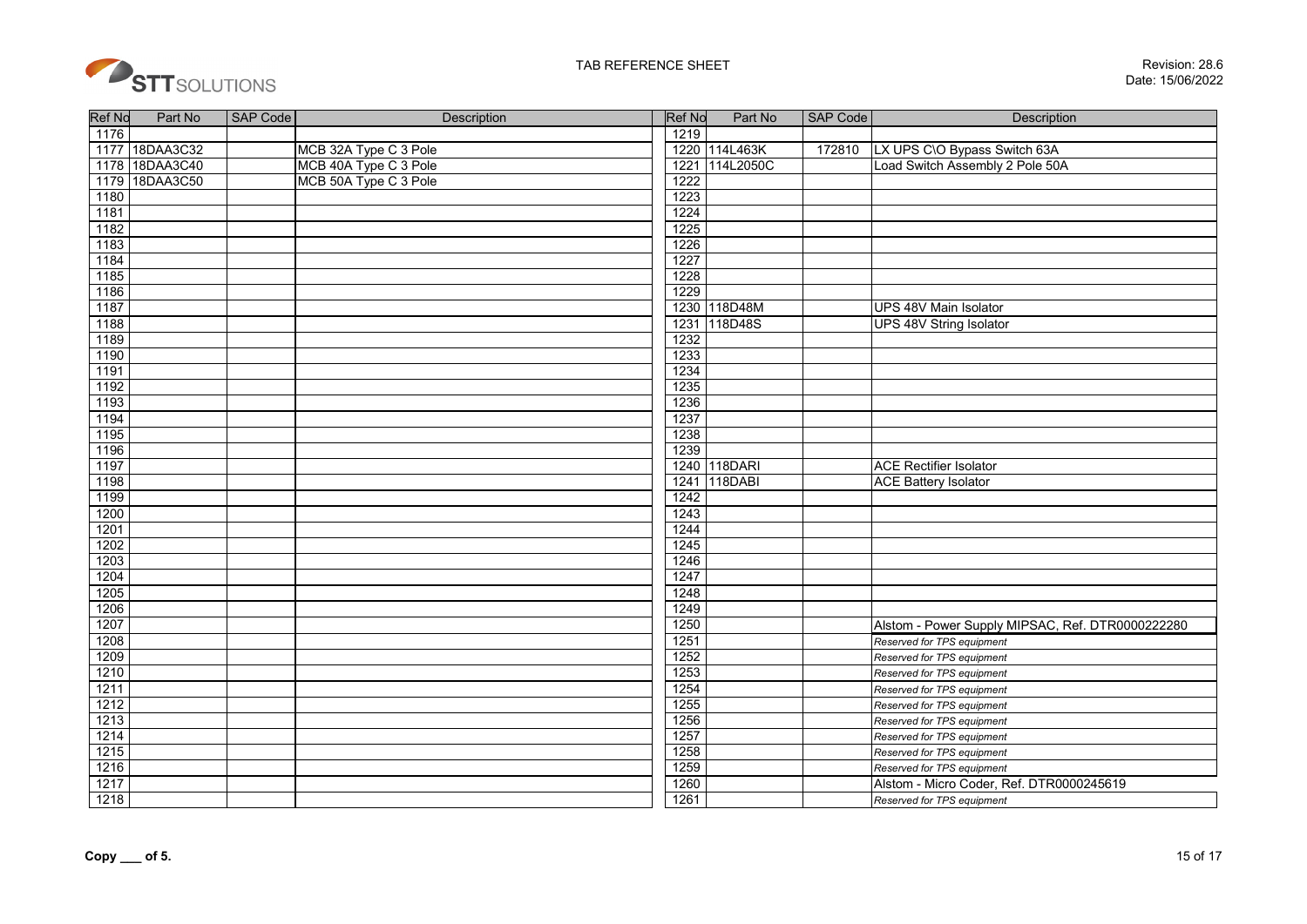| Ref No | Part No | SAP Code | Description |
|---|---|---|---|
| 1176 | | | |
| 1177 | 18DAA3C32 | | MCB 32A Type C 3 Pole |
| 1178 | 18DAA3C40 | | MCB 40A Type C 3 Pole |
| 1179 | 18DAA3C50 | | MCB 50A Type C 3 Pole |
| 1180 | | | |
| 1181 | | | |
| 1182 | | | |
| 1183 | | | |
| 1184 | | | |
| 1185 | | | |
| 1186 | | | |
| 1187 | | | |
| 1188 | | | |
| 1189 | | | |
| 1190 | | | |
| 1191 | | | |
| 1192 | | | |
| 1193 | | | |
| 1194 | | | |
| 1195 | | | |
| 1196 | | | |
| 1197 | | | |
| 1198 | | | |
| 1199 | | | |
| 1200 | | | |
| 1201 | | | |
| 1202 | | | |
| 1203 | | | |
| 1204 | | | |
| 1205 | | | |
| 1206 | | | |
| 1207 | | | |
| 1208 | | | |
| 1209 | | | |
| 1210 | | | |
| 1211 | | | |
| 1212 | | | |
| 1213 | | | |
| 1214 | | | |
| 1215 | | | |
| 1216 | | | |
| 1217 | | | |
| 1218 | | | |
| 1219 | | | |
| 1220 | 114L463K | 172810 | LX UPS C\O Bypass Switch 63A |
| 1221 | 114L2050C | | Load Switch Assembly 2 Pole 50A |
| 1222 | | | |
| 1223 | | | |
| 1224 | | | |
| 1225 | | | |
| 1226 | | | |
| 1227 | | | |
| 1228 | | | |
| 1229 | | | |
| 1230 | 118D48M | | UPS 48V Main Isolator |
| 1231 | 118D48S | | UPS 48V String Isolator |
| 1232 | | | |
| 1233 | | | |
| 1234 | | | |
| 1235 | | | |
| 1236 | | | |
| 1237 | | | |
| 1238 | | | |
| 1239 | | | |
| 1240 | 118DARI | | ACE Rectifier Isolator |
| 1241 | 118DABI | | ACE Battery Isolator |
| 1242 | | | |
| 1243 | | | |
| 1244 | | | |
| 1245 | | | |
| 1246 | | | |
| 1247 | | | |
| 1248 | | | |
| 1249 | | | |
| 1250 | | | Alstom - Power Supply MIPSAC, Ref. DTR0000222280 |
| 1251 | | | *Reserved for TPS equipment* |
| 1252 | | | *Reserved for TPS equipment* |
| 1253 | | | *Reserved for TPS equipment* |
| 1254 | | | *Reserved for TPS equipment* |
| 1255 | | | *Reserved for TPS equipment* |
| 1256 | | | *Reserved for TPS equipment* |
| 1257 | | | *Reserved for TPS equipment* |
| 1258 | | | *Reserved for TPS equipment* |
| 1259 | | | *Reserved for TPS equipment* |
| 1260 | | | Alstom - Micro Coder, Ref. DTR0000245619 |
| 1261 | | | *Reserved for TPS equipment* |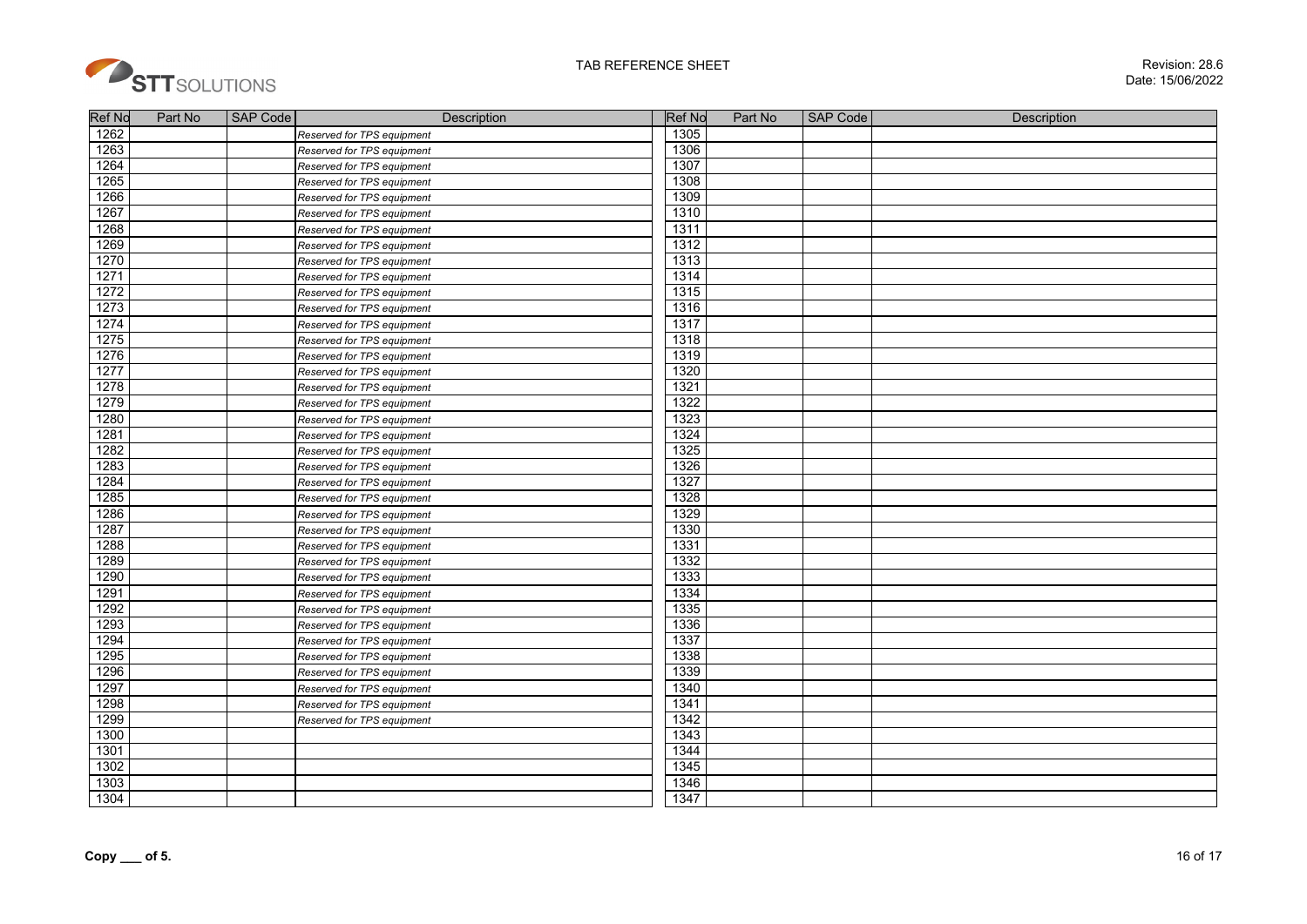| Ref No | Part No | SAP Code | Description |
|---|---|---|---|
| 1262 | | | *Reserved for TPS equipment* |
| 1263 | | | *Reserved for TPS equipment* |
| 1264 | | | *Reserved for TPS equipment* |
| 1265 | | | *Reserved for TPS equipment* |
| 1266 | | | *Reserved for TPS equipment* |
| 1267 | | | *Reserved for TPS equipment* |
| 1268 | | | *Reserved for TPS equipment* |
| 1269 | | | *Reserved for TPS equipment* |
| 1270 | | | *Reserved for TPS equipment* |
| 1271 | | | *Reserved for TPS equipment* |
| 1272 | | | *Reserved for TPS equipment* |
| 1273 | | | *Reserved for TPS equipment* |
| 1274 | | | *Reserved for TPS equipment* |
| 1275 | | | *Reserved for TPS equipment* |
| 1276 | | | *Reserved for TPS equipment* |
| 1277 | | | *Reserved for TPS equipment* |
| 1278 | | | *Reserved for TPS equipment* |
| 1279 | | | *Reserved for TPS equipment* |
| 1280 | | | *Reserved for TPS equipment* |
| 1281 | | | *Reserved for TPS equipment* |
| 1282 | | | *Reserved for TPS equipment* |
| 1283 | | | *Reserved for TPS equipment* |
| 1284 | | | *Reserved for TPS equipment* |
| 1285 | | | *Reserved for TPS equipment* |
| 1286 | | | *Reserved for TPS equipment* |
| 1287 | | | *Reserved for TPS equipment* |
| 1288 | | | *Reserved for TPS equipment* |
| 1289 | | | *Reserved for TPS equipment* |
| 1290 | | | *Reserved for TPS equipment* |
| 1291 | | | *Reserved for TPS equipment* |
| 1292 | | | *Reserved for TPS equipment* |
| 1293 | | | *Reserved for TPS equipment* |
| 1294 | | | *Reserved for TPS equipment* |
| 1295 | | | *Reserved for TPS equipment* |
| 1296 | | | *Reserved for TPS equipment* |
| 1297 | | | *Reserved for TPS equipment* |
| 1298 | | | *Reserved for TPS equipment* |
| 1299 | | | *Reserved for TPS equipment* |
| 1300 | | | |
| 1301 | | | |
| 1302 | | | |
| 1303 | | | |
| 1304 | | | |
| 1305 | | | |
| 1306 | | | |
| 1307 | | | |
| 1308 | | | |
| 1309 | | | |
| 1310 | | | |
| 1311 | | | |
| 1312 | | | |
| 1313 | | | |
| 1314 | | | |
| 1315 | | | |
| 1316 | | | |
| 1317 | | | |
| 1318 | | | |
| 1319 | | | |
| 1320 | | | |
| 1321 | | | |
| 1322 | | | |
| 1323 | | | |
| 1324 | | | |
| 1325 | | | |
| 1326 | | | |
| 1327 | | | |
| 1328 | | | |
| 1329 | | | |
| 1330 | | | |
| 1331 | | | |
| 1332 | | | |
| 1333 | | | |
| 1334 | | | |
| 1335 | | | |
| 1336 | | | |
| 1337 | | | |
| 1338 | | | |
| 1339 | | | |
| 1340 | | | |
| 1341 | | | |
| 1342 | | | |
| 1343 | | | |
| 1344 | | | |
| 1345 | | | |
| 1346 | | | |
| 1347 | | | |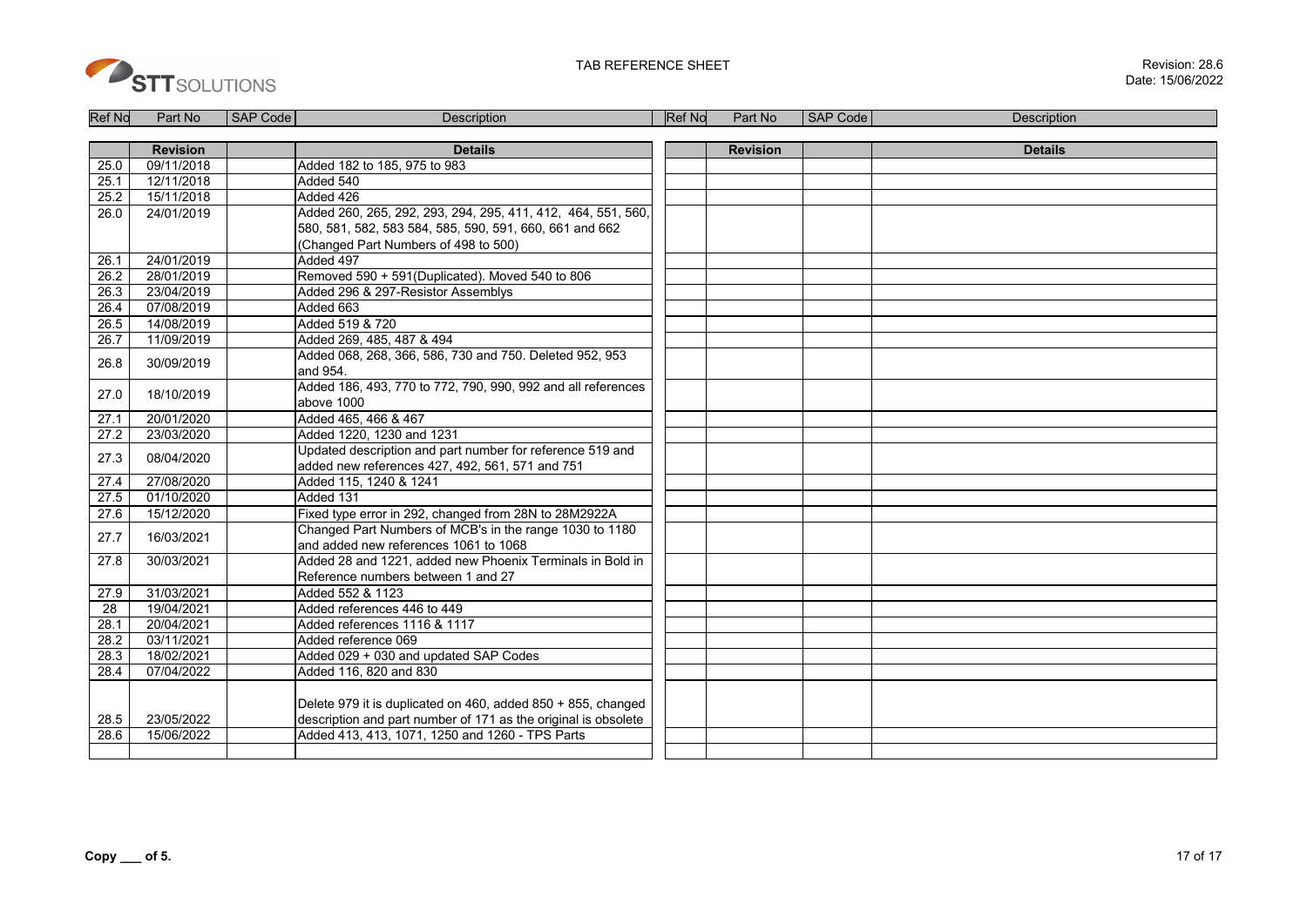| Ref No | Part No | SAP Code | Description | Ref No | Part No | SAP Code | Description |
|---|---|---|---|---|---|---|---|
| | **Revision** | | **Details** | | **Revision** | | **Details** |
| 25.0 | 09/11/2018 | | Added 182 to 185, 975 to 983 | | | | |
| 25.1 | 12/11/2018 | | Added 540 | | | | |
| 25.2 | 15/11/2018 | | Added 426 | | | | |
| 26.0 | 24/01/2019 | | Added 260, 265, 292, 293, 294, 295, 411, 412, 464, 551, 560, 580, 581, 582, 583 584, 585, 590, 591, 660, 661 and 662 (Changed Part Numbers of 498 to 500) | | | | |
| 26.1 | 24/01/2019 | | Added 497 | | | | |
| 26.2 | 28/01/2019 | | Removed 590 + 591(Duplicated). Moved 540 to 806 | | | | |
| 26.3 | 23/04/2019 | | Added 296 & 297-Resistor Assemblys | | | | |
| 26.4 | 07/08/2019 | | Added 663 | | | | |
| 26.5 | 14/08/2019 | | Added 519 & 720 | | | | |
| 26.7 | 11/09/2019 | | Added 269, 485, 487 & 494 | | | | |
| 26.8 | 30/09/2019 | | Added 068, 268, 366, 586, 730 and 750. Deleted 952, 953 and 954. | | | | |
| 27.0 | 18/10/2019 | | Added 186, 493, 770 to 772, 790, 990, 992 and all references above 1000 | | | | |
| 27.1 | 20/01/2020 | | Added 465, 466 & 467 | | | | |
| 27.2 | 23/03/2020 | | Added 1220, 1230 and 1231 | | | | |
| 27.3 | 08/04/2020 | | Updated description and part number for reference 519 and added new references 427, 492, 561, 571 and 751 | | | | |
| 27.4 | 27/08/2020 | | Added 115, 1240 & 1241 | | | | |
| 27.5 | 01/10/2020 | | Added 131 | | | | |
| 27.6 | 15/12/2020 | | Fixed type error in 292, changed from 28N to 28M2922A | | | | |
| 27.7 | 16/03/2021 | | Changed Part Numbers of MCB's in the range 1030 to 1180 and added new references 1061 to 1068 | | | | |
| 27.8 | 30/03/2021 | | Added 28 and 1221, added new Phoenix Terminals in Bold in Reference numbers between 1 and 27 | | | | |
| 27.9 | 31/03/2021 | | Added 552 & 1123 | | | | |
| 28 | 19/04/2021 | | Added references 446 to 449 | | | | |
| 28.1 | 20/04/2021 | | Added references 1116 & 1117 | | | | |
| 28.2 | 03/11/2021 | | Added reference 069 | | | | |
| 28.3 | 18/02/2021 | | Added 029 + 030 and updated SAP Codes | | | | |
| 28.4 | 07/04/2022 | | Added 116, 820 and 830 | | | | |
| 28.5 | 23/05/2022 | | Delete 979 it is duplicated on 460, added 850 + 855, changed description and part number of 171 as the original is obsolete | | | | |
| 28.6 | 15/06/2022 | | Added 413, 413, 1071, 1250 and 1260 - TPS Parts | | | | |
| | | | | | | | |

**Copy ___ of 5.**